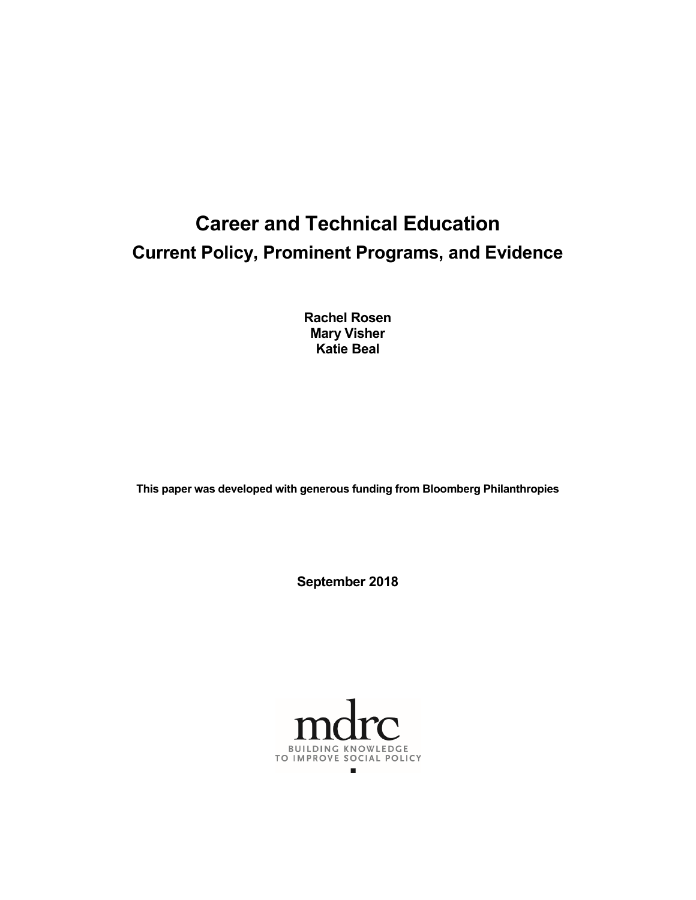# Career and Technical Education

## Current Policy, Prominent Programs, and Evidence

**Rachel Rosen**
**Mary Visher**
**Katie Beal**

**This paper was developed with generous funding from Bloomberg Philanthropies**

**September 2018**

mdrc

BUILDING KNOWLEDGE
TO IMPROVE SOCIAL POLICY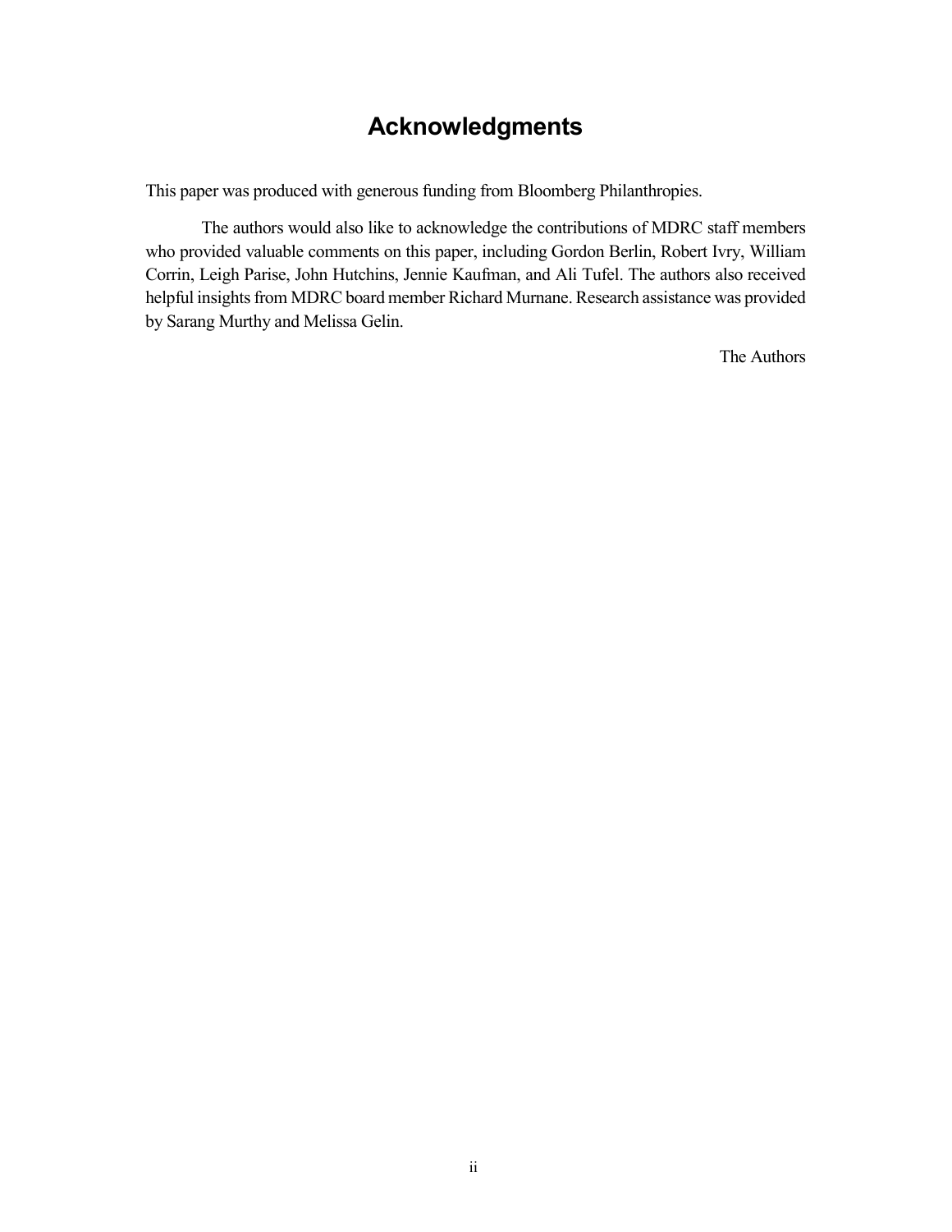# Acknowledgments

This paper was produced with generous funding from Bloomberg Philanthropies.

The authors would also like to acknowledge the contributions of MDRC staff members who provided valuable comments on this paper, including Gordon Berlin, Robert Ivry, William Corrin, Leigh Parise, John Hutchins, Jennie Kaufman, and Ali Tufel. The authors also received helpful insights from MDRC board member Richard Murnane. Research assistance was provided by Sarang Murthy and Melissa Gelin.

The Authors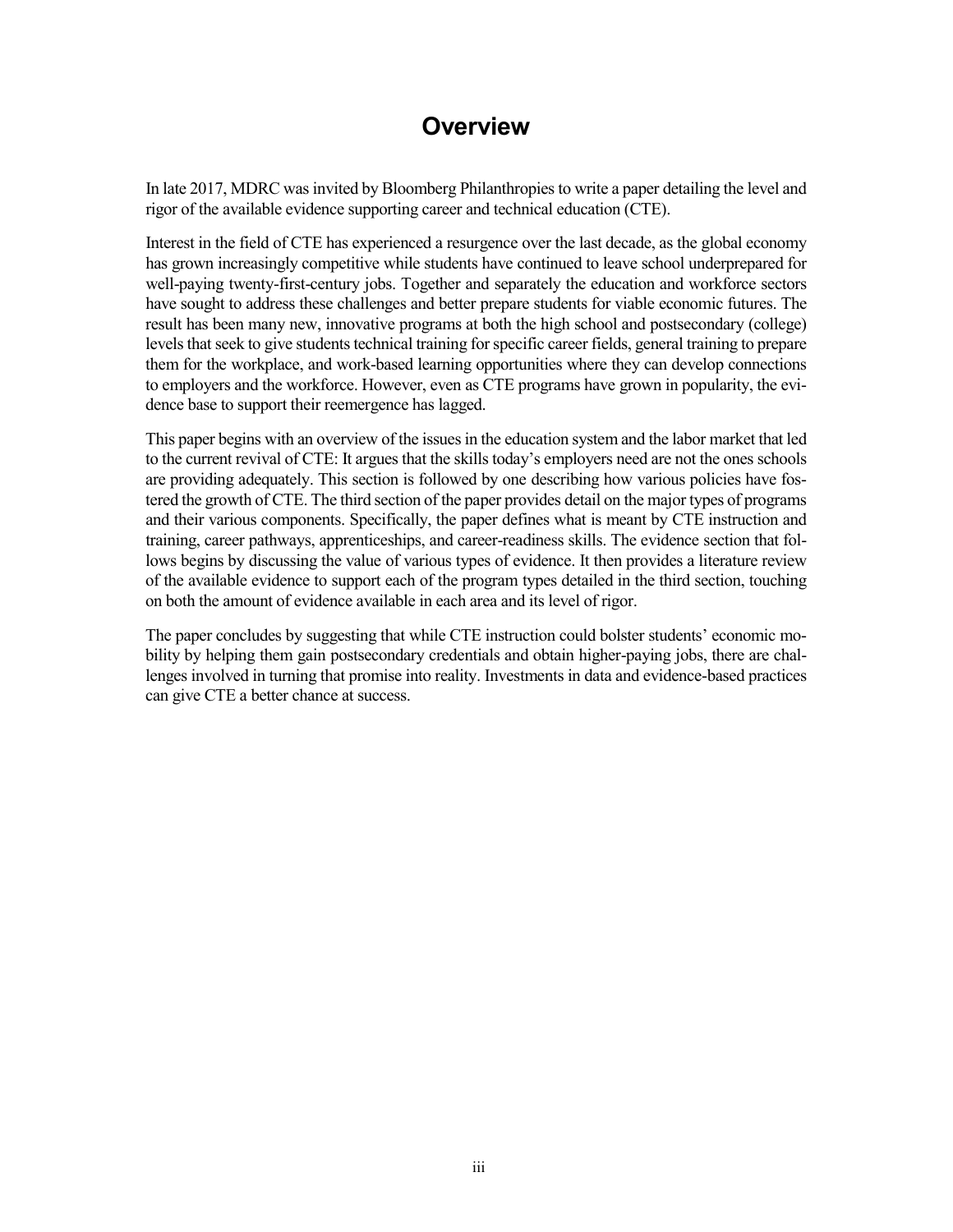# Overview

In late 2017, MDRC was invited by Bloomberg Philanthropies to write a paper detailing the level and rigor of the available evidence supporting career and technical education (CTE).

Interest in the field of CTE has experienced a resurgence over the last decade, as the global economy has grown increasingly competitive while students have continued to leave school underprepared for well-paying twenty-first-century jobs. Together and separately the education and workforce sectors have sought to address these challenges and better prepare students for viable economic futures. The result has been many new, innovative programs at both the high school and postsecondary (college) levels that seek to give students technical training for specific career fields, general training to prepare them for the workplace, and work-based learning opportunities where they can develop connections to employers and the workforce. However, even as CTE programs have grown in popularity, the evidence base to support their reemergence has lagged.

This paper begins with an overview of the issues in the education system and the labor market that led to the current revival of CTE: It argues that the skills today's employers need are not the ones schools are providing adequately. This section is followed by one describing how various policies have fostered the growth of CTE. The third section of the paper provides detail on the major types of programs and their various components. Specifically, the paper defines what is meant by CTE instruction and training, career pathways, apprenticeships, and career-readiness skills. The evidence section that follows begins by discussing the value of various types of evidence. It then provides a literature review of the available evidence to support each of the program types detailed in the third section, touching on both the amount of evidence available in each area and its level of rigor.

The paper concludes by suggesting that while CTE instruction could bolster students' economic mobility by helping them gain postsecondary credentials and obtain higher-paying jobs, there are challenges involved in turning that promise into reality. Investments in data and evidence-based practices can give CTE a better chance at success.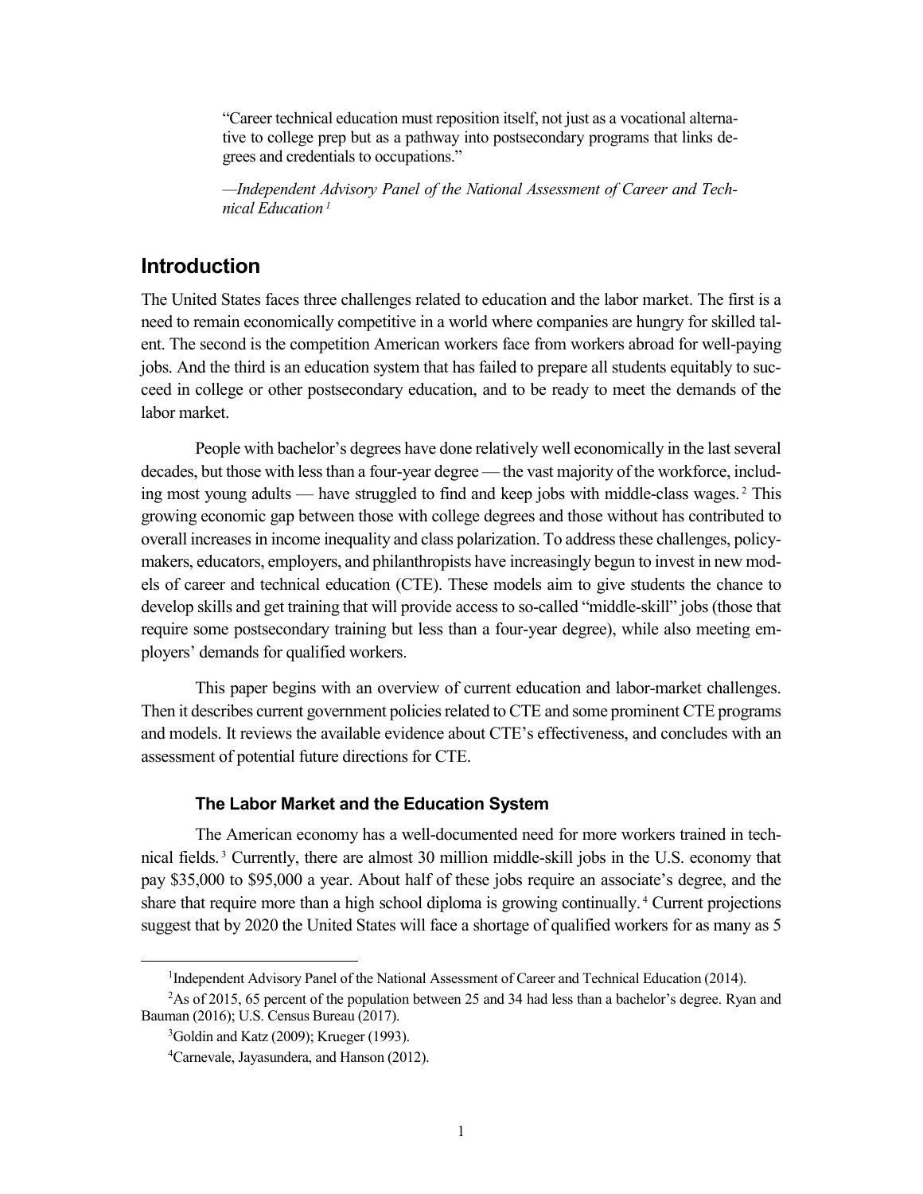> "Career technical education must reposition itself, not just as a vocational alternative to college prep but as a pathway into postsecondary programs that links degrees and credentials to occupations."
>
> —*Independent Advisory Panel of the National Assessment of Career and Technical Education*[1]

## Introduction

The United States faces three challenges related to education and the labor market. The first is a need to remain economically competitive in a world where companies are hungry for skilled talent. The second is the competition American workers face from workers abroad for well-paying jobs. And the third is an education system that has failed to prepare all students equitably to succeed in college or other postsecondary education, and to be ready to meet the demands of the labor market.

People with bachelor's degrees have done relatively well economically in the last several decades, but those with less than a four-year degree — the vast majority of the workforce, including most young adults — have struggled to find and keep jobs with middle-class wages.[2] This growing economic gap between those with college degrees and those without has contributed to overall increases in income inequality and class polarization. To address these challenges, policymakers, educators, employers, and philanthropists have increasingly begun to invest in new models of career and technical education (CTE). These models aim to give students the chance to develop skills and get training that will provide access to so-called "middle-skill" jobs (those that require some postsecondary training but less than a four-year degree), while also meeting employers' demands for qualified workers.

This paper begins with an overview of current education and labor-market challenges. Then it describes current government policies related to CTE and some prominent CTE programs and models. It reviews the available evidence about CTE's effectiveness, and concludes with an assessment of potential future directions for CTE.

### The Labor Market and the Education System

The American economy has a well-documented need for more workers trained in technical fields.[3] Currently, there are almost 30 million middle-skill jobs in the U.S. economy that pay $35,000 to $95,000 a year. About half of these jobs require an associate's degree, and the share that require more than a high school diploma is growing continually.[4] Current projections suggest that by 2020 the United States will face a shortage of qualified workers for as many as 5

---

[1] Independent Advisory Panel of the National Assessment of Career and Technical Education (2014).

[2] As of 2015, 65 percent of the population between 25 and 34 had less than a bachelor's degree. Ryan and Bauman (2016); U.S. Census Bureau (2017).

[3] Goldin and Katz (2009); Krueger (1993).

[4] Carnevale, Jayasundera, and Hanson (2012).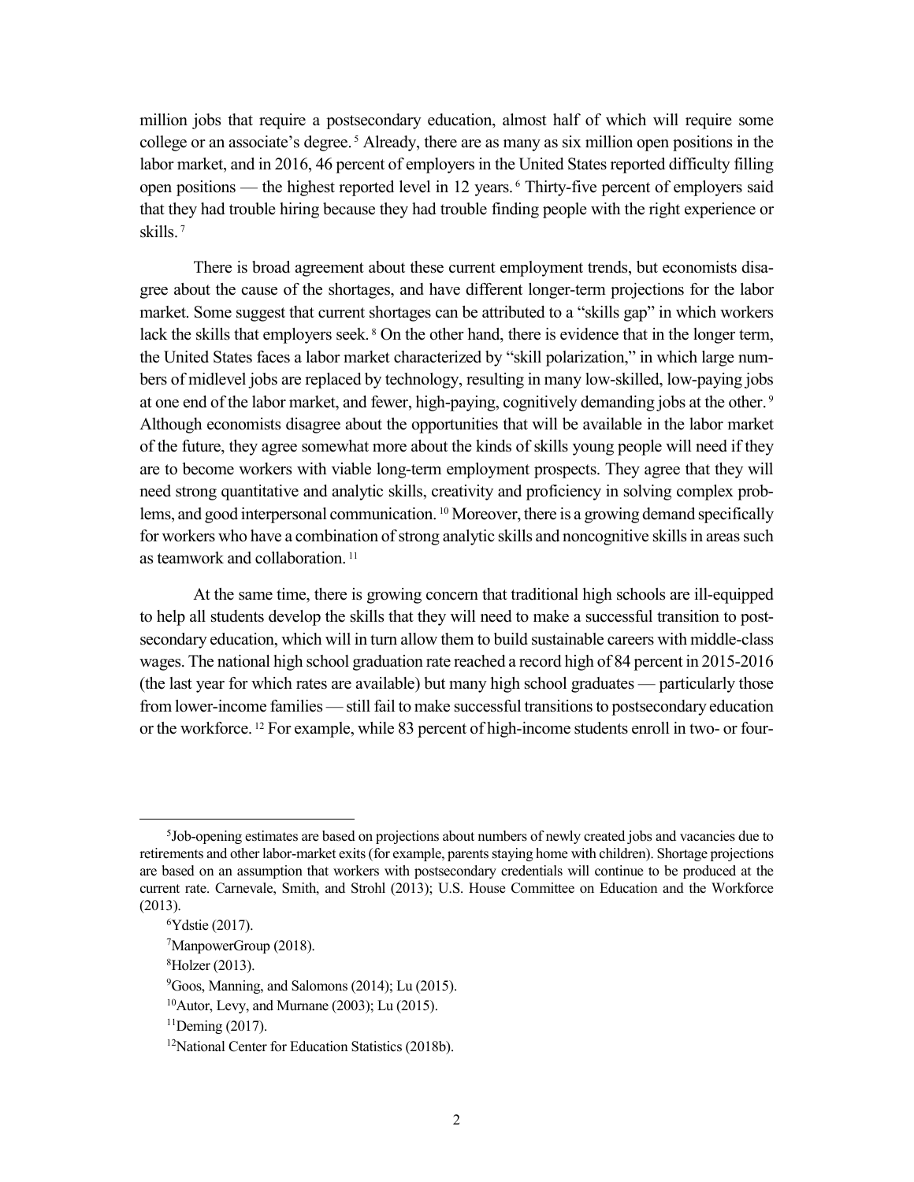million jobs that require a postsecondary education, almost half of which will require some college or an associate's degree.[5] Already, there are as many as six million open positions in the labor market, and in 2016, 46 percent of employers in the United States reported difficulty filling open positions — the highest reported level in 12 years.[6] Thirty-five percent of employers said that they had trouble hiring because they had trouble finding people with the right experience or skills.[7]

There is broad agreement about these current employment trends, but economists disagree about the cause of the shortages, and have different longer-term projections for the labor market. Some suggest that current shortages can be attributed to a "skills gap" in which workers lack the skills that employers seek.[8] On the other hand, there is evidence that in the longer term, the United States faces a labor market characterized by "skill polarization," in which large numbers of midlevel jobs are replaced by technology, resulting in many low-skilled, low-paying jobs at one end of the labor market, and fewer, high-paying, cognitively demanding jobs at the other.[9] Although economists disagree about the opportunities that will be available in the labor market of the future, they agree somewhat more about the kinds of skills young people will need if they are to become workers with viable long-term employment prospects. They agree that they will need strong quantitative and analytic skills, creativity and proficiency in solving complex problems, and good interpersonal communication.[10] Moreover, there is a growing demand specifically for workers who have a combination of strong analytic skills and noncognitive skills in areas such as teamwork and collaboration.[11]

At the same time, there is growing concern that traditional high schools are ill-equipped to help all students develop the skills that they will need to make a successful transition to postsecondary education, which will in turn allow them to build sustainable careers with middle-class wages. The national high school graduation rate reached a record high of 84 percent in 2015-2016 (the last year for which rates are available) but many high school graduates — particularly those from lower-income families — still fail to make successful transitions to postsecondary education or the workforce.[12] For example, while 83 percent of high-income students enroll in two- or four-

---

[5]Job-opening estimates are based on projections about numbers of newly created jobs and vacancies due to retirements and other labor-market exits (for example, parents staying home with children). Shortage projections are based on an assumption that workers with postsecondary credentials will continue to be produced at the current rate. Carnevale, Smith, and Strohl (2013); U.S. House Committee on Education and the Workforce (2013).

[6]Ydstie (2017).

[7]ManpowerGroup (2018).

[8]Holzer (2013).

[9]Goos, Manning, and Salomons (2014); Lu (2015).

[10]Autor, Levy, and Murnane (2003); Lu (2015).

[11]Deming (2017).

[12]National Center for Education Statistics (2018b).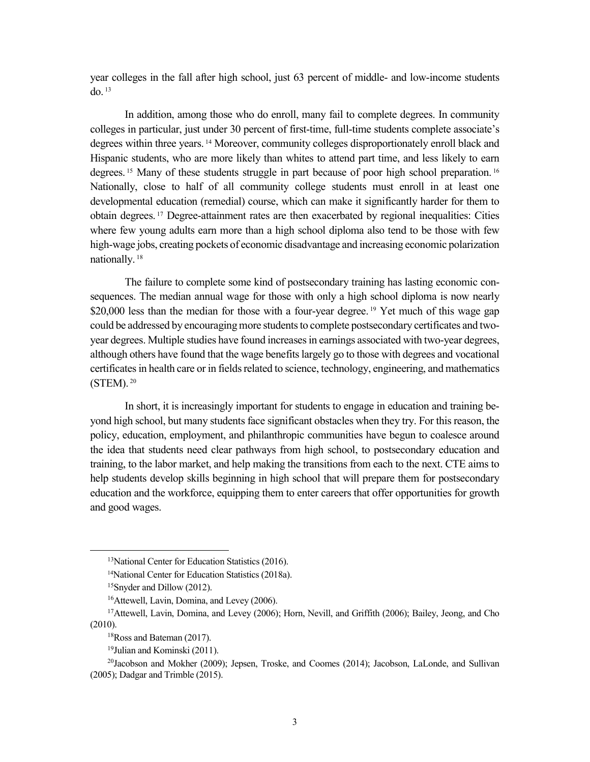year colleges in the fall after high school, just 63 percent of middle- and low-income students do.[13]

In addition, among those who do enroll, many fail to complete degrees. In community colleges in particular, just under 30 percent of first-time, full-time students complete associate's degrees within three years.[14] Moreover, community colleges disproportionately enroll black and Hispanic students, who are more likely than whites to attend part time, and less likely to earn degrees.[15] Many of these students struggle in part because of poor high school preparation.[16] Nationally, close to half of all community college students must enroll in at least one developmental education (remedial) course, which can make it significantly harder for them to obtain degrees.[17] Degree-attainment rates are then exacerbated by regional inequalities: Cities where few young adults earn more than a high school diploma also tend to be those with few high-wage jobs, creating pockets of economic disadvantage and increasing economic polarization nationally.[18]

The failure to complete some kind of postsecondary training has lasting economic consequences. The median annual wage for those with only a high school diploma is now nearly $20,000 less than the median for those with a four-year degree.[19] Yet much of this wage gap could be addressed by encouraging more students to complete postsecondary certificates and two-year degrees. Multiple studies have found increases in earnings associated with two-year degrees, although others have found that the wage benefits largely go to those with degrees and vocational certificates in health care or in fields related to science, technology, engineering, and mathematics (STEM).[20]

In short, it is increasingly important for students to engage in education and training beyond high school, but many students face significant obstacles when they try. For this reason, the policy, education, employment, and philanthropic communities have begun to coalesce around the idea that students need clear pathways from high school, to postsecondary education and training, to the labor market, and help making the transitions from each to the next. CTE aims to help students develop skills beginning in high school that will prepare them for postsecondary education and the workforce, equipping them to enter careers that offer opportunities for growth and good wages.

---

[13]National Center for Education Statistics (2016).

[14]National Center for Education Statistics (2018a).

[15]Snyder and Dillow (2012).

[16]Attewell, Lavin, Domina, and Levey (2006).

[17]Attewell, Lavin, Domina, and Levey (2006); Horn, Nevill, and Griffith (2006); Bailey, Jeong, and Cho (2010).

[18]Ross and Bateman (2017).

[19]Julian and Kominski (2011).

[20]Jacobson and Mokher (2009); Jepsen, Troske, and Coomes (2014); Jacobson, LaLonde, and Sullivan (2005); Dadgar and Trimble (2015).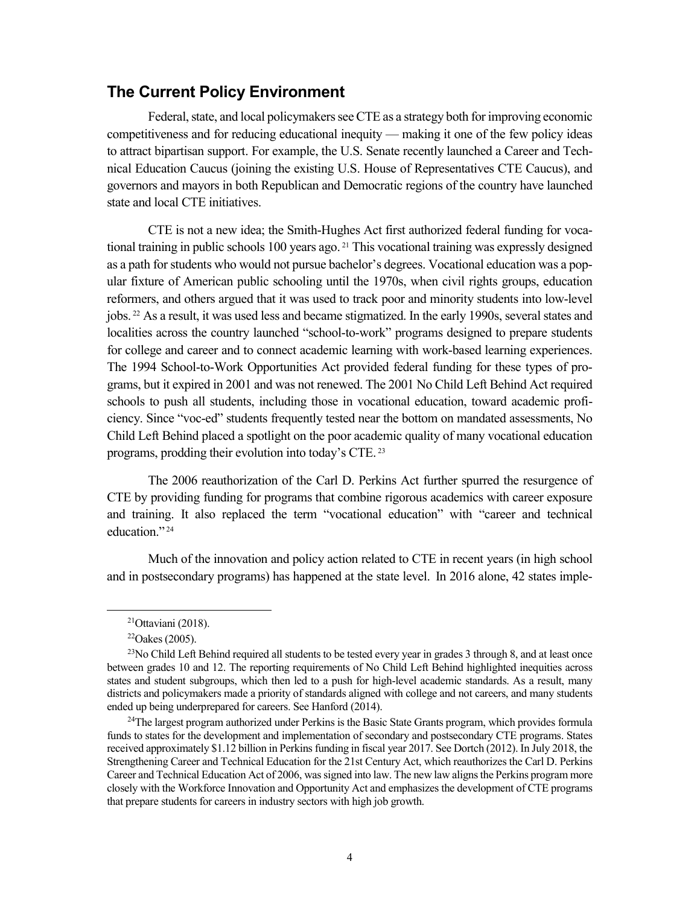## The Current Policy Environment

Federal, state, and local policymakers see CTE as a strategy both for improving economic competitiveness and for reducing educational inequity — making it one of the few policy ideas to attract bipartisan support. For example, the U.S. Senate recently launched a Career and Technical Education Caucus (joining the existing U.S. House of Representatives CTE Caucus), and governors and mayors in both Republican and Democratic regions of the country have launched state and local CTE initiatives.

CTE is not a new idea; the Smith-Hughes Act first authorized federal funding for vocational training in public schools 100 years ago.[21] This vocational training was expressly designed as a path for students who would not pursue bachelor's degrees. Vocational education was a popular fixture of American public schooling until the 1970s, when civil rights groups, education reformers, and others argued that it was used to track poor and minority students into low-level jobs.[22] As a result, it was used less and became stigmatized. In the early 1990s, several states and localities across the country launched "school-to-work" programs designed to prepare students for college and career and to connect academic learning with work-based learning experiences. The 1994 School-to-Work Opportunities Act provided federal funding for these types of programs, but it expired in 2001 and was not renewed. The 2001 No Child Left Behind Act required schools to push all students, including those in vocational education, toward academic proficiency. Since "voc-ed" students frequently tested near the bottom on mandated assessments, No Child Left Behind placed a spotlight on the poor academic quality of many vocational education programs, prodding their evolution into today's CTE.[23]

The 2006 reauthorization of the Carl D. Perkins Act further spurred the resurgence of CTE by providing funding for programs that combine rigorous academics with career exposure and training. It also replaced the term "vocational education" with "career and technical education."[24]

Much of the innovation and policy action related to CTE in recent years (in high school and in postsecondary programs) has happened at the state level. In 2016 alone, 42 states imple-

---

[21] Ottaviani (2018).

[22] Oakes (2005).

[23] No Child Left Behind required all students to be tested every year in grades 3 through 8, and at least once between grades 10 and 12. The reporting requirements of No Child Left Behind highlighted inequities across states and student subgroups, which then led to a push for high-level academic standards. As a result, many districts and policymakers made a priority of standards aligned with college and not careers, and many students ended up being underprepared for careers. See Hanford (2014).

[24] The largest program authorized under Perkins is the Basic State Grants program, which provides formula funds to states for the development and implementation of secondary and postsecondary CTE programs. States received approximately $1.12 billion in Perkins funding in fiscal year 2017. See Dortch (2012). In July 2018, the Strengthening Career and Technical Education for the 21st Century Act, which reauthorizes the Carl D. Perkins Career and Technical Education Act of 2006, was signed into law. The new law aligns the Perkins program more closely with the Workforce Innovation and Opportunity Act and emphasizes the development of CTE programs that prepare students for careers in industry sectors with high job growth.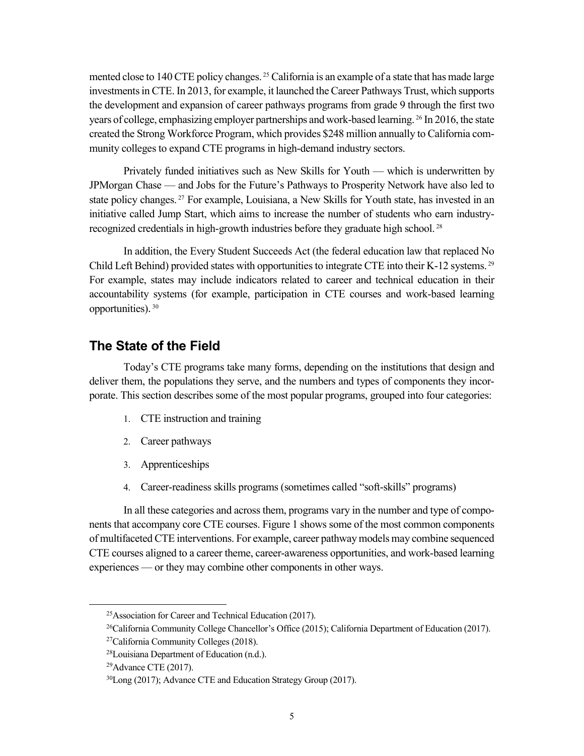mented close to 140 CTE policy changes.[25] California is an example of a state that has made large investments in CTE. In 2013, for example, it launched the Career Pathways Trust, which supports the development and expansion of career pathways programs from grade 9 through the first two years of college, emphasizing employer partnerships and work-based learning.[26] In 2016, the state created the Strong Workforce Program, which provides $248 million annually to California community colleges to expand CTE programs in high-demand industry sectors.

Privately funded initiatives such as New Skills for Youth — which is underwritten by JPMorgan Chase — and Jobs for the Future's Pathways to Prosperity Network have also led to state policy changes.[27] For example, Louisiana, a New Skills for Youth state, has invested in an initiative called Jump Start, which aims to increase the number of students who earn industry-recognized credentials in high-growth industries before they graduate high school.[28]

In addition, the Every Student Succeeds Act (the federal education law that replaced No Child Left Behind) provided states with opportunities to integrate CTE into their K-12 systems.[29] For example, states may include indicators related to career and technical education in their accountability systems (for example, participation in CTE courses and work-based learning opportunities).[30]

## The State of the Field

Today's CTE programs take many forms, depending on the institutions that design and deliver them, the populations they serve, and the numbers and types of components they incorporate. This section describes some of the most popular programs, grouped into four categories:

1. CTE instruction and training
2. Career pathways
3. Apprenticeships
4. Career-readiness skills programs (sometimes called "soft-skills" programs)

In all these categories and across them, programs vary in the number and type of components that accompany core CTE courses. Figure 1 shows some of the most common components of multifaceted CTE interventions. For example, career pathway models may combine sequenced CTE courses aligned to a career theme, career-awareness opportunities, and work-based learning experiences — or they may combine other components in other ways.

---

[25] Association for Career and Technical Education (2017).

[26] California Community College Chancellor's Office (2015); California Department of Education (2017).

[27] California Community Colleges (2018).

[28] Louisiana Department of Education (n.d.).

[29] Advance CTE (2017).

[30] Long (2017); Advance CTE and Education Strategy Group (2017).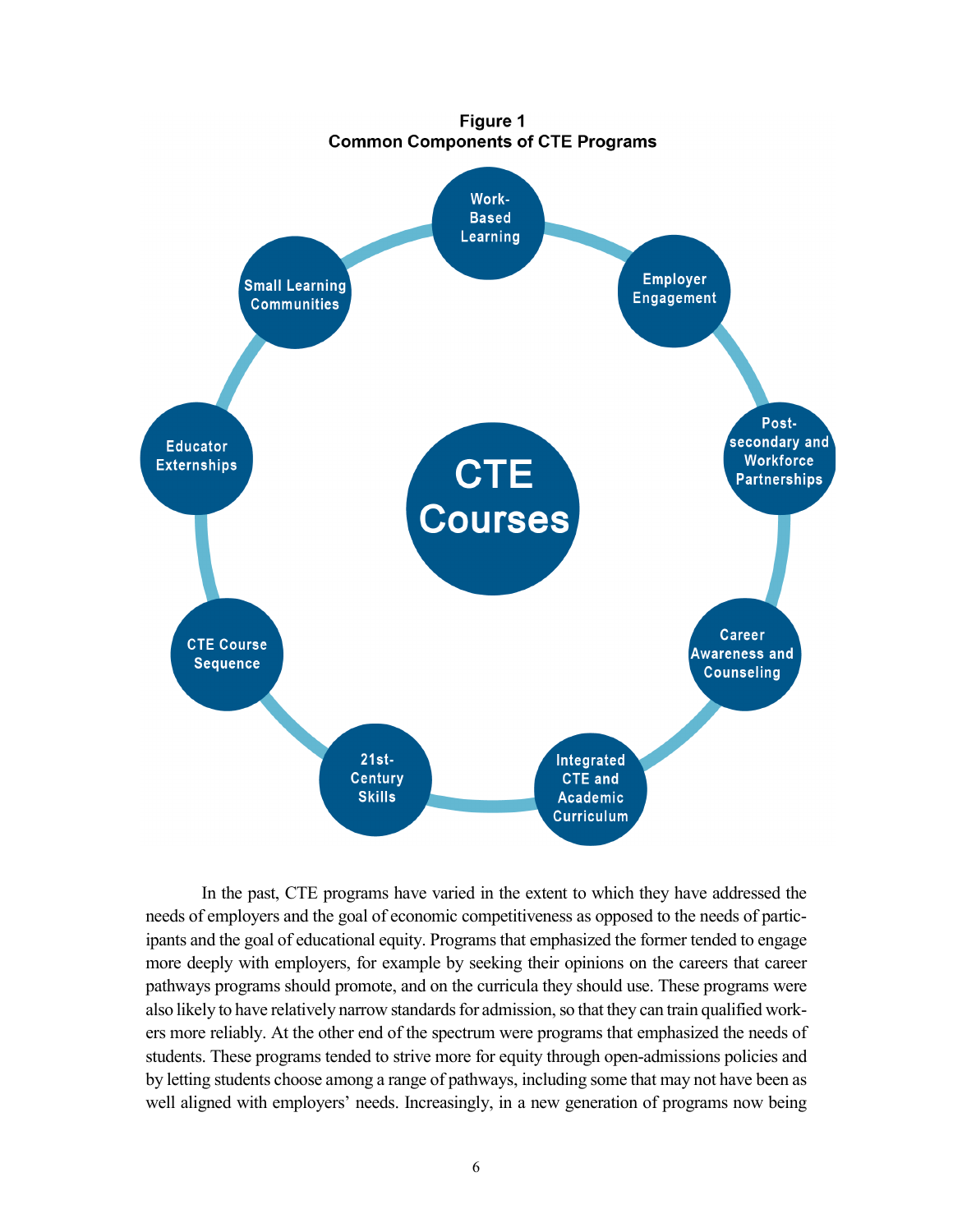**Figure 1**
**Common Components of CTE Programs**

- CTE Courses
  - Work-Based Learning
  - Employer Engagement
  - Postsecondary and Workforce Partnerships
  - Career Awareness and Counseling
  - Integrated CTE and Academic Curriculum
  - 21st-Century Skills
  - CTE Course Sequence
  - Educator Externships
  - Small Learning Communities

In the past, CTE programs have varied in the extent to which they have addressed the needs of employers and the goal of economic competitiveness as opposed to the needs of participants and the goal of educational equity. Programs that emphasized the former tended to engage more deeply with employers, for example by seeking their opinions on the careers that career pathways programs should promote, and on the curricula they should use. These programs were also likely to have relatively narrow standards for admission, so that they can train qualified workers more reliably. At the other end of the spectrum were programs that emphasized the needs of students. These programs tended to strive more for equity through open-admissions policies and by letting students choose among a range of pathways, including some that may not have been as well aligned with employers' needs. Increasingly, in a new generation of programs now being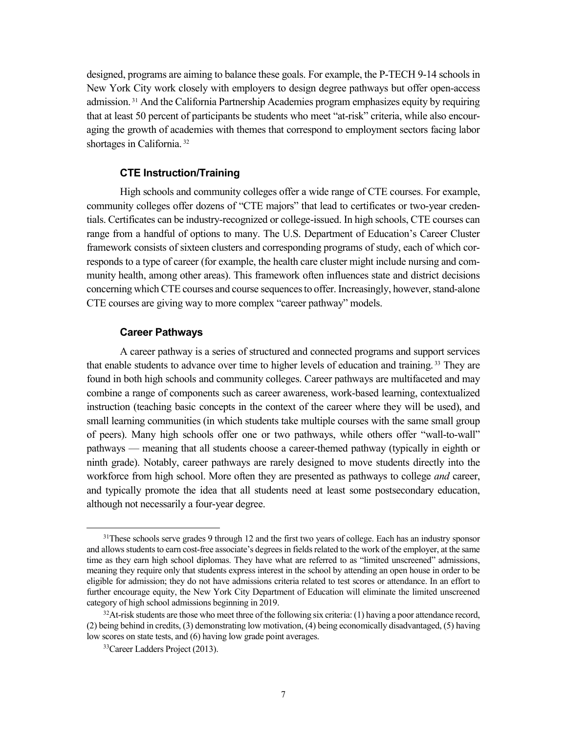designed, programs are aiming to balance these goals. For example, the P-TECH 9-14 schools in New York City work closely with employers to design degree pathways but offer open-access admission.[31] And the California Partnership Academies program emphasizes equity by requiring that at least 50 percent of participants be students who meet "at-risk" criteria, while also encouraging the growth of academies with themes that correspond to employment sectors facing labor shortages in California.[32]

### CTE Instruction/Training

High schools and community colleges offer a wide range of CTE courses. For example, community colleges offer dozens of "CTE majors" that lead to certificates or two-year credentials. Certificates can be industry-recognized or college-issued. In high schools, CTE courses can range from a handful of options to many. The U.S. Department of Education's Career Cluster framework consists of sixteen clusters and corresponding programs of study, each of which corresponds to a type of career (for example, the health care cluster might include nursing and community health, among other areas). This framework often influences state and district decisions concerning which CTE courses and course sequences to offer. Increasingly, however, stand-alone CTE courses are giving way to more complex "career pathway" models.

### Career Pathways

A career pathway is a series of structured and connected programs and support services that enable students to advance over time to higher levels of education and training.[33] They are found in both high schools and community colleges. Career pathways are multifaceted and may combine a range of components such as career awareness, work-based learning, contextualized instruction (teaching basic concepts in the context of the career where they will be used), and small learning communities (in which students take multiple courses with the same small group of peers). Many high schools offer one or two pathways, while others offer "wall-to-wall" pathways — meaning that all students choose a career-themed pathway (typically in eighth or ninth grade). Notably, career pathways are rarely designed to move students directly into the workforce from high school. More often they are presented as pathways to college *and* career, and typically promote the idea that all students need at least some postsecondary education, although not necessarily a four-year degree.

---

[31] These schools serve grades 9 through 12 and the first two years of college. Each has an industry sponsor and allows students to earn cost-free associate's degrees in fields related to the work of the employer, at the same time as they earn high school diplomas. They have what are referred to as "limited unscreened" admissions, meaning they require only that students express interest in the school by attending an open house in order to be eligible for admission; they do not have admissions criteria related to test scores or attendance. In an effort to further encourage equity, the New York City Department of Education will eliminate the limited unscreened category of high school admissions beginning in 2019.

[32] At-risk students are those who meet three of the following six criteria: (1) having a poor attendance record, (2) being behind in credits, (3) demonstrating low motivation, (4) being economically disadvantaged, (5) having low scores on state tests, and (6) having low grade point averages.

[33] Career Ladders Project (2013).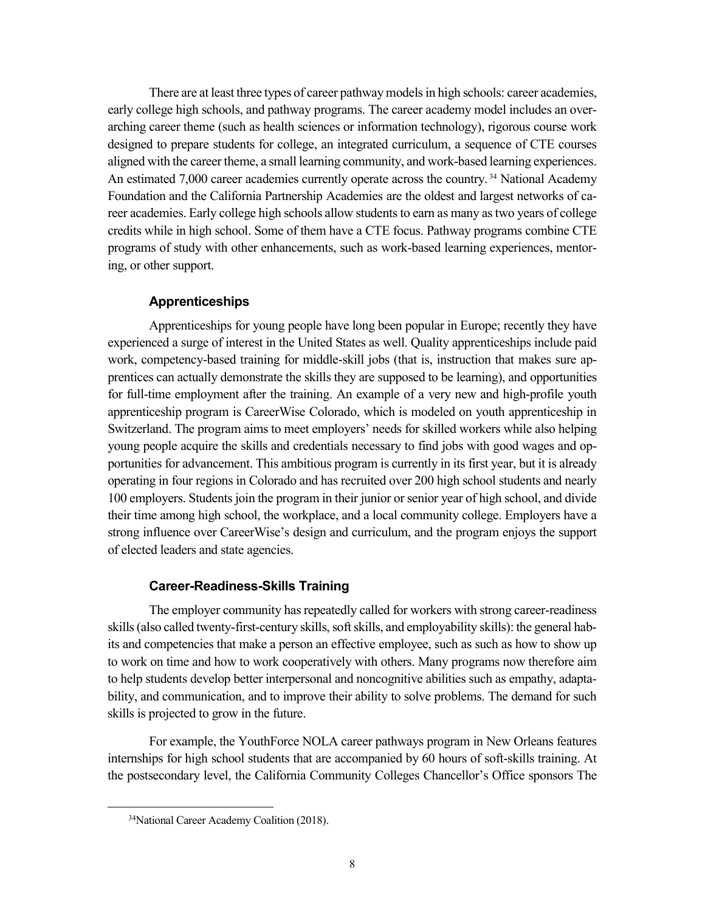There are at least three types of career pathway models in high schools: career academies, early college high schools, and pathway programs. The career academy model includes an overarching career theme (such as health sciences or information technology), rigorous course work designed to prepare students for college, an integrated curriculum, a sequence of CTE courses aligned with the career theme, a small learning community, and work-based learning experiences. An estimated 7,000 career academies currently operate across the country.[34] National Academy Foundation and the California Partnership Academies are the oldest and largest networks of career academies. Early college high schools allow students to earn as many as two years of college credits while in high school. Some of them have a CTE focus. Pathway programs combine CTE programs of study with other enhancements, such as work-based learning experiences, mentoring, or other support.

### Apprenticeships

Apprenticeships for young people have long been popular in Europe; recently they have experienced a surge of interest in the United States as well. Quality apprenticeships include paid work, competency-based training for middle-skill jobs (that is, instruction that makes sure apprentices can actually demonstrate the skills they are supposed to be learning), and opportunities for full-time employment after the training. An example of a very new and high-profile youth apprenticeship program is CareerWise Colorado, which is modeled on youth apprenticeship in Switzerland. The program aims to meet employers' needs for skilled workers while also helping young people acquire the skills and credentials necessary to find jobs with good wages and opportunities for advancement. This ambitious program is currently in its first year, but it is already operating in four regions in Colorado and has recruited over 200 high school students and nearly 100 employers. Students join the program in their junior or senior year of high school, and divide their time among high school, the workplace, and a local community college. Employers have a strong influence over CareerWise's design and curriculum, and the program enjoys the support of elected leaders and state agencies.

### Career-Readiness-Skills Training

The employer community has repeatedly called for workers with strong career-readiness skills (also called twenty-first-century skills, soft skills, and employability skills): the general habits and competencies that make a person an effective employee, such as such as how to show up to work on time and how to work cooperatively with others. Many programs now therefore aim to help students develop better interpersonal and noncognitive abilities such as empathy, adaptability, and communication, and to improve their ability to solve problems. The demand for such skills is projected to grow in the future.

For example, the YouthForce NOLA career pathways program in New Orleans features internships for high school students that are accompanied by 60 hours of soft-skills training. At the postsecondary level, the California Community Colleges Chancellor's Office sponsors The

[34] National Career Academy Coalition (2018).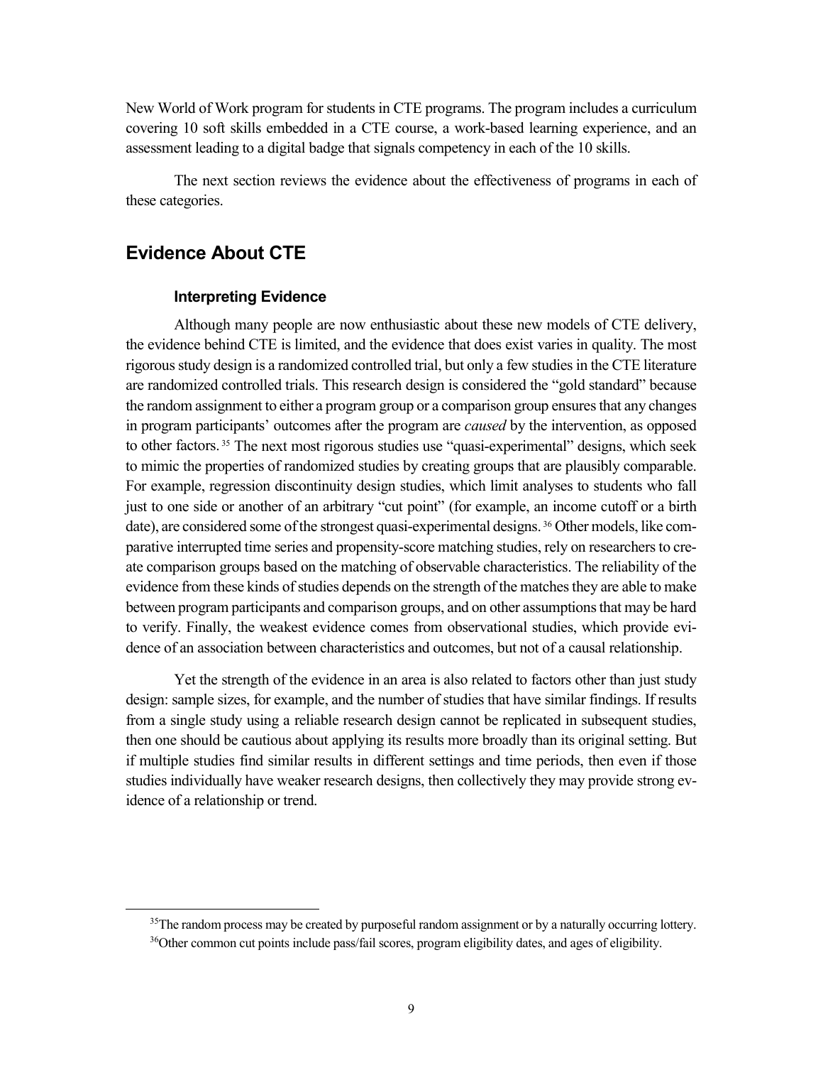New World of Work program for students in CTE programs. The program includes a curriculum covering 10 soft skills embedded in a CTE course, a work-based learning experience, and an assessment leading to a digital badge that signals competency in each of the 10 skills.

The next section reviews the evidence about the effectiveness of programs in each of these categories.

## Evidence About CTE

### Interpreting Evidence

Although many people are now enthusiastic about these new models of CTE delivery, the evidence behind CTE is limited, and the evidence that does exist varies in quality. The most rigorous study design is a randomized controlled trial, but only a few studies in the CTE literature are randomized controlled trials. This research design is considered the "gold standard" because the random assignment to either a program group or a comparison group ensures that any changes in program participants' outcomes after the program are *caused* by the intervention, as opposed to other factors.[35] The next most rigorous studies use "quasi-experimental" designs, which seek to mimic the properties of randomized studies by creating groups that are plausibly comparable. For example, regression discontinuity design studies, which limit analyses to students who fall just to one side or another of an arbitrary "cut point" (for example, an income cutoff or a birth date), are considered some of the strongest quasi-experimental designs.[36] Other models, like comparative interrupted time series and propensity-score matching studies, rely on researchers to create comparison groups based on the matching of observable characteristics. The reliability of the evidence from these kinds of studies depends on the strength of the matches they are able to make between program participants and comparison groups, and on other assumptions that may be hard to verify. Finally, the weakest evidence comes from observational studies, which provide evidence of an association between characteristics and outcomes, but not of a causal relationship.

Yet the strength of the evidence in an area is also related to factors other than just study design: sample sizes, for example, and the number of studies that have similar findings. If results from a single study using a reliable research design cannot be replicated in subsequent studies, then one should be cautious about applying its results more broadly than its original setting. But if multiple studies find similar results in different settings and time periods, then even if those studies individually have weaker research designs, then collectively they may provide strong evidence of a relationship or trend.

[35] The random process may be created by purposeful random assignment or by a naturally occurring lottery.

[36] Other common cut points include pass/fail scores, program eligibility dates, and ages of eligibility.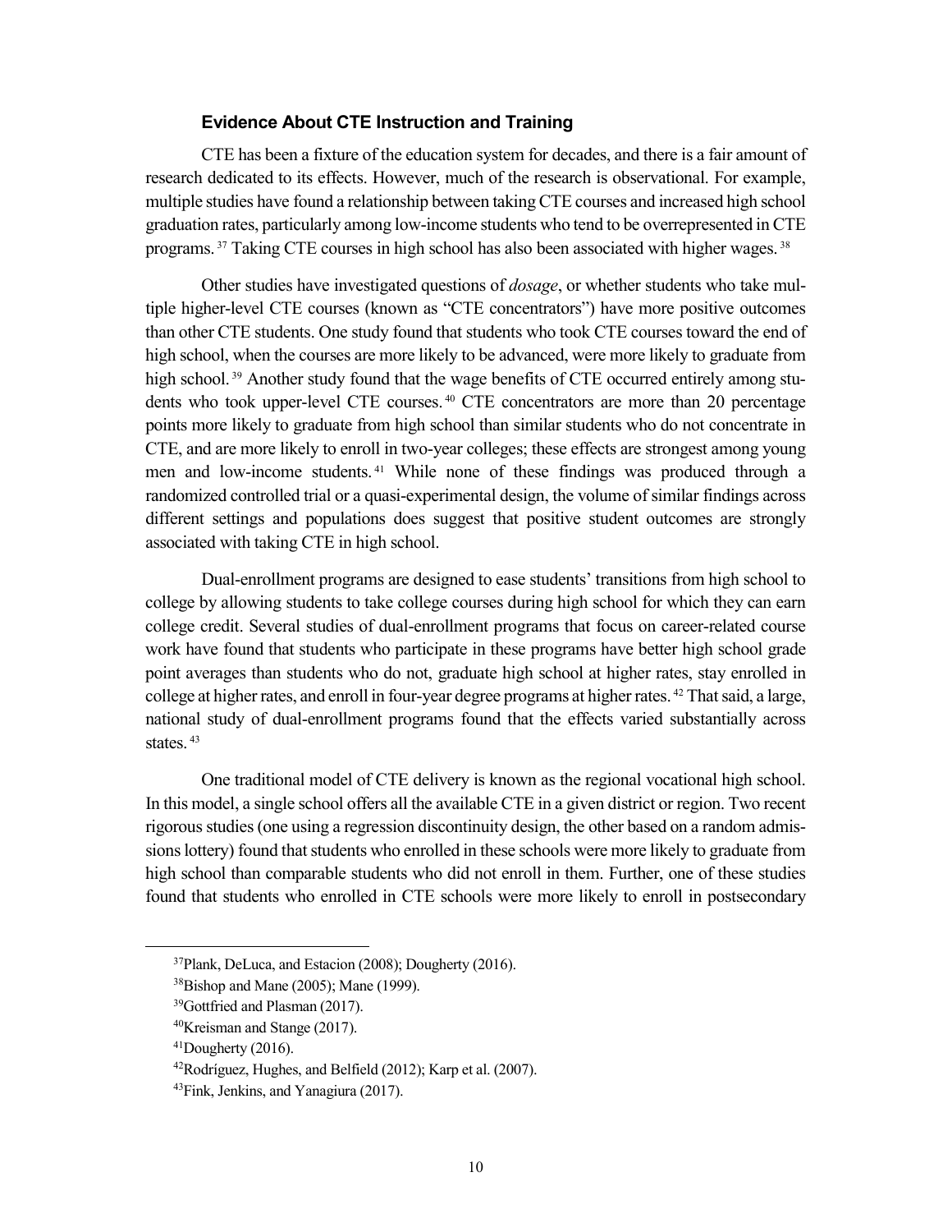### Evidence About CTE Instruction and Training

CTE has been a fixture of the education system for decades, and there is a fair amount of research dedicated to its effects. However, much of the research is observational. For example, multiple studies have found a relationship between taking CTE courses and increased high school graduation rates, particularly among low-income students who tend to be overrepresented in CTE programs.[37] Taking CTE courses in high school has also been associated with higher wages.[38]

Other studies have investigated questions of *dosage*, or whether students who take multiple higher-level CTE courses (known as "CTE concentrators") have more positive outcomes than other CTE students. One study found that students who took CTE courses toward the end of high school, when the courses are more likely to be advanced, were more likely to graduate from high school.[39] Another study found that the wage benefits of CTE occurred entirely among students who took upper-level CTE courses.[40] CTE concentrators are more than 20 percentage points more likely to graduate from high school than similar students who do not concentrate in CTE, and are more likely to enroll in two-year colleges; these effects are strongest among young men and low-income students.[41] While none of these findings was produced through a randomized controlled trial or a quasi-experimental design, the volume of similar findings across different settings and populations does suggest that positive student outcomes are strongly associated with taking CTE in high school.

Dual-enrollment programs are designed to ease students' transitions from high school to college by allowing students to take college courses during high school for which they can earn college credit. Several studies of dual-enrollment programs that focus on career-related course work have found that students who participate in these programs have better high school grade point averages than students who do not, graduate high school at higher rates, stay enrolled in college at higher rates, and enroll in four-year degree programs at higher rates.[42] That said, a large, national study of dual-enrollment programs found that the effects varied substantially across states.[43]

One traditional model of CTE delivery is known as the regional vocational high school. In this model, a single school offers all the available CTE in a given district or region. Two recent rigorous studies (one using a regression discontinuity design, the other based on a random admissions lottery) found that students who enrolled in these schools were more likely to graduate from high school than comparable students who did not enroll in them. Further, one of these studies found that students who enrolled in CTE schools were more likely to enroll in postsecondary

---

[37] Plank, DeLuca, and Estacion (2008); Dougherty (2016).

[38] Bishop and Mane (2005); Mane (1999).

[39] Gottfried and Plasman (2017).

[40] Kreisman and Stange (2017).

[41] Dougherty (2016).

[42] Rodríguez, Hughes, and Belfield (2012); Karp et al. (2007).

[43] Fink, Jenkins, and Yanagiura (2017).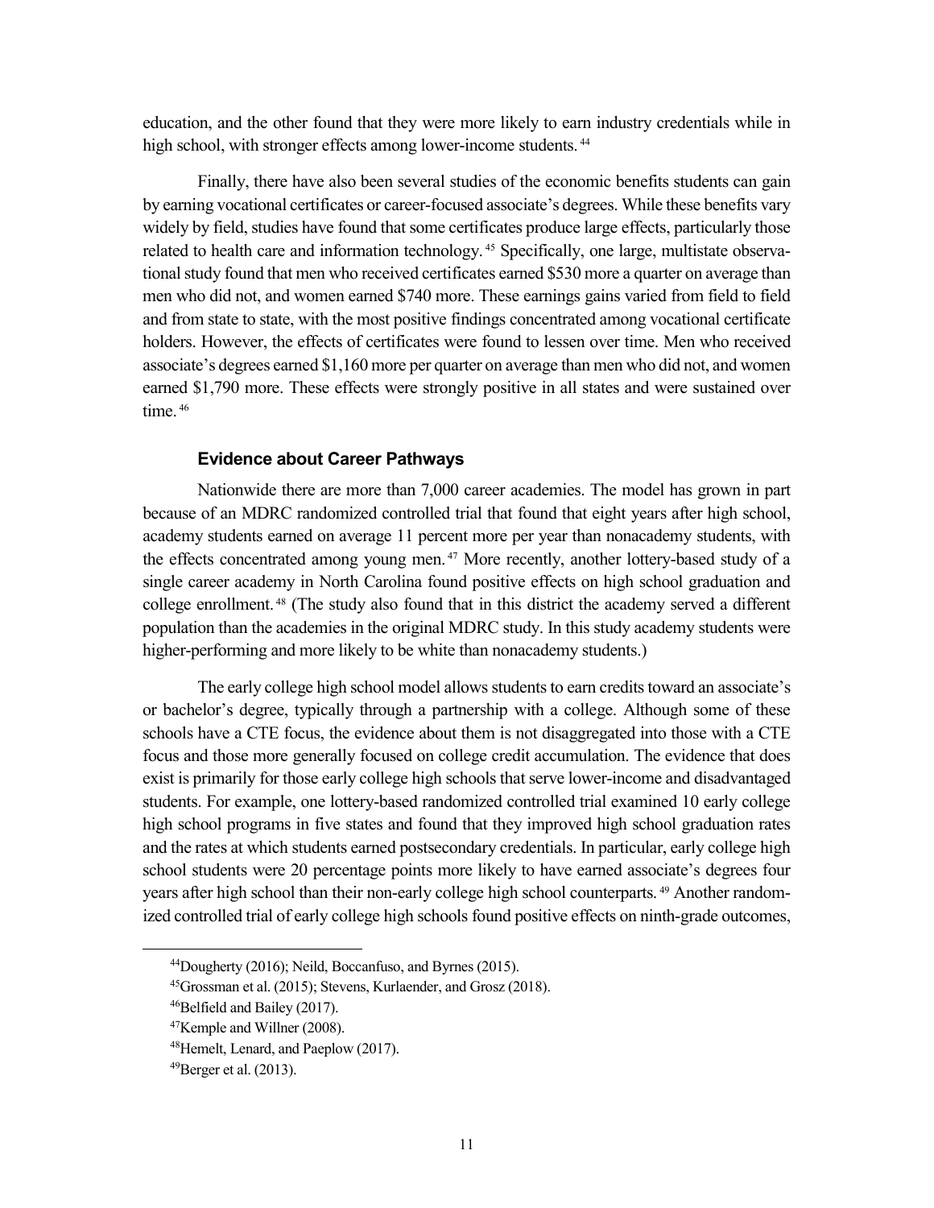education, and the other found that they were more likely to earn industry credentials while in high school, with stronger effects among lower-income students.[44]

Finally, there have also been several studies of the economic benefits students can gain by earning vocational certificates or career-focused associate's degrees. While these benefits vary widely by field, studies have found that some certificates produce large effects, particularly those related to health care and information technology.[45] Specifically, one large, multistate observational study found that men who received certificates earned $530 more a quarter on average than men who did not, and women earned $740 more. These earnings gains varied from field to field and from state to state, with the most positive findings concentrated among vocational certificate holders. However, the effects of certificates were found to lessen over time. Men who received associate's degrees earned $1,160 more per quarter on average than men who did not, and women earned $1,790 more. These effects were strongly positive in all states and were sustained over time.[46]

### Evidence about Career Pathways

Nationwide there are more than 7,000 career academies. The model has grown in part because of an MDRC randomized controlled trial that found that eight years after high school, academy students earned on average 11 percent more per year than nonacademy students, with the effects concentrated among young men.[47] More recently, another lottery-based study of a single career academy in North Carolina found positive effects on high school graduation and college enrollment.[48] (The study also found that in this district the academy served a different population than the academies in the original MDRC study. In this study academy students were higher-performing and more likely to be white than nonacademy students.)

The early college high school model allows students to earn credits toward an associate's or bachelor's degree, typically through a partnership with a college. Although some of these schools have a CTE focus, the evidence about them is not disaggregated into those with a CTE focus and those more generally focused on college credit accumulation. The evidence that does exist is primarily for those early college high schools that serve lower-income and disadvantaged students. For example, one lottery-based randomized controlled trial examined 10 early college high school programs in five states and found that they improved high school graduation rates and the rates at which students earned postsecondary credentials. In particular, early college high school students were 20 percentage points more likely to have earned associate's degrees four years after high school than their non-early college high school counterparts.[49] Another randomized controlled trial of early college high schools found positive effects on ninth-grade outcomes,

---

[44] Dougherty (2016); Neild, Boccanfuso, and Byrnes (2015).

[45] Grossman et al. (2015); Stevens, Kurlaender, and Grosz (2018).

[46] Belfield and Bailey (2017).

[47] Kemple and Willner (2008).

[48] Hemelt, Lenard, and Paeplow (2017).

[49] Berger et al. (2013).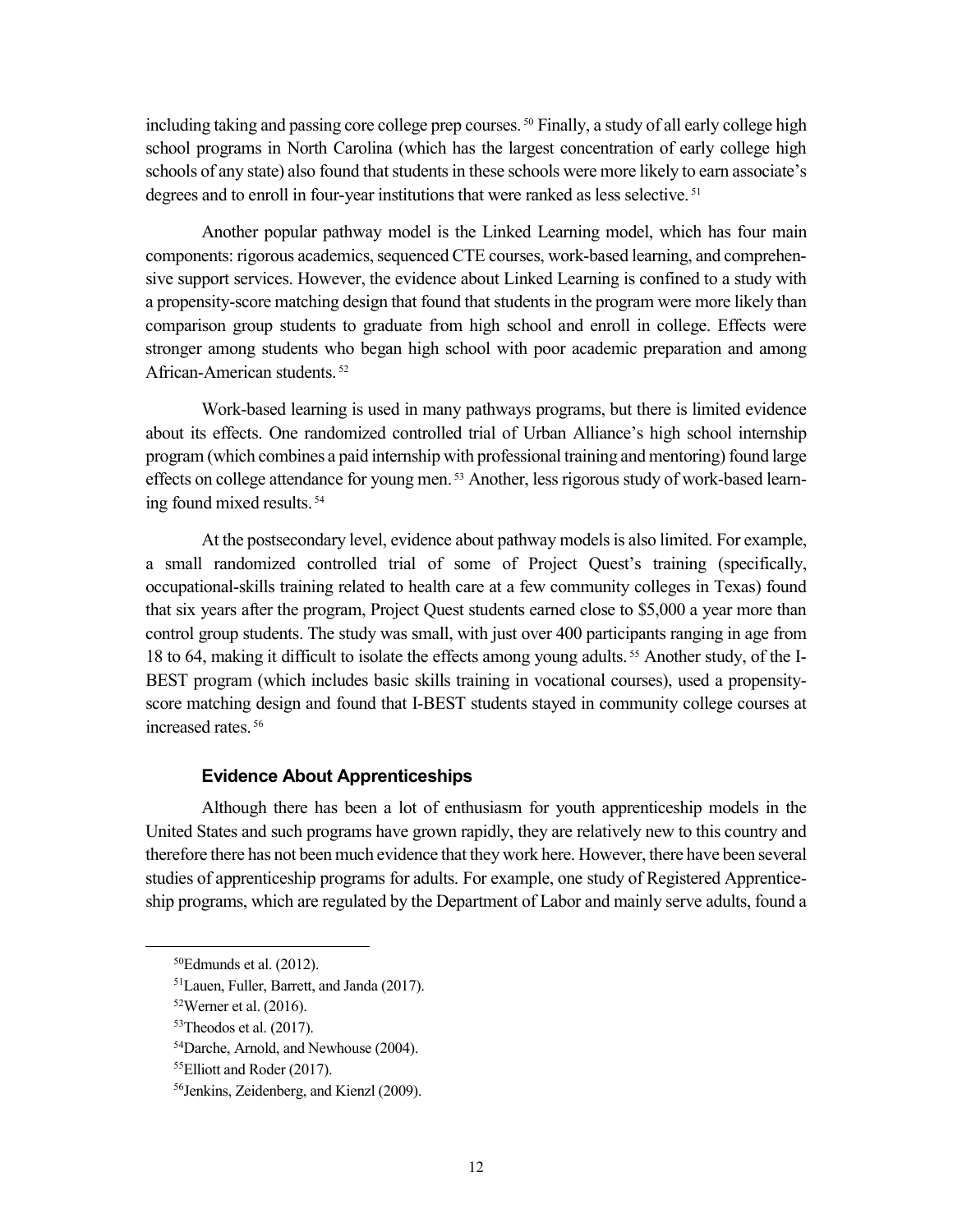including taking and passing core college prep courses.[50] Finally, a study of all early college high school programs in North Carolina (which has the largest concentration of early college high schools of any state) also found that students in these schools were more likely to earn associate's degrees and to enroll in four-year institutions that were ranked as less selective.[51]

Another popular pathway model is the Linked Learning model, which has four main components: rigorous academics, sequenced CTE courses, work-based learning, and comprehensive support services. However, the evidence about Linked Learning is confined to a study with a propensity-score matching design that found that students in the program were more likely than comparison group students to graduate from high school and enroll in college. Effects were stronger among students who began high school with poor academic preparation and among African-American students.[52]

Work-based learning is used in many pathways programs, but there is limited evidence about its effects. One randomized controlled trial of Urban Alliance's high school internship program (which combines a paid internship with professional training and mentoring) found large effects on college attendance for young men.[53] Another, less rigorous study of work-based learning found mixed results.[54]

At the postsecondary level, evidence about pathway models is also limited. For example, a small randomized controlled trial of some of Project Quest's training (specifically, occupational-skills training related to health care at a few community colleges in Texas) found that six years after the program, Project Quest students earned close to $5,000 a year more than control group students. The study was small, with just over 400 participants ranging in age from 18 to 64, making it difficult to isolate the effects among young adults.[55] Another study, of the I-BEST program (which includes basic skills training in vocational courses), used a propensity-score matching design and found that I-BEST students stayed in community college courses at increased rates.[56]

### Evidence About Apprenticeships

Although there has been a lot of enthusiasm for youth apprenticeship models in the United States and such programs have grown rapidly, they are relatively new to this country and therefore there has not been much evidence that they work here. However, there have been several studies of apprenticeship programs for adults. For example, one study of Registered Apprenticeship programs, which are regulated by the Department of Labor and mainly serve adults, found a

---

[50] Edmunds et al. (2012).

[51] Lauen, Fuller, Barrett, and Janda (2017).

[52] Werner et al. (2016).

[53] Theodos et al. (2017).

[54] Darche, Arnold, and Newhouse (2004).

[55] Elliott and Roder (2017).

[56] Jenkins, Zeidenberg, and Kienzl (2009).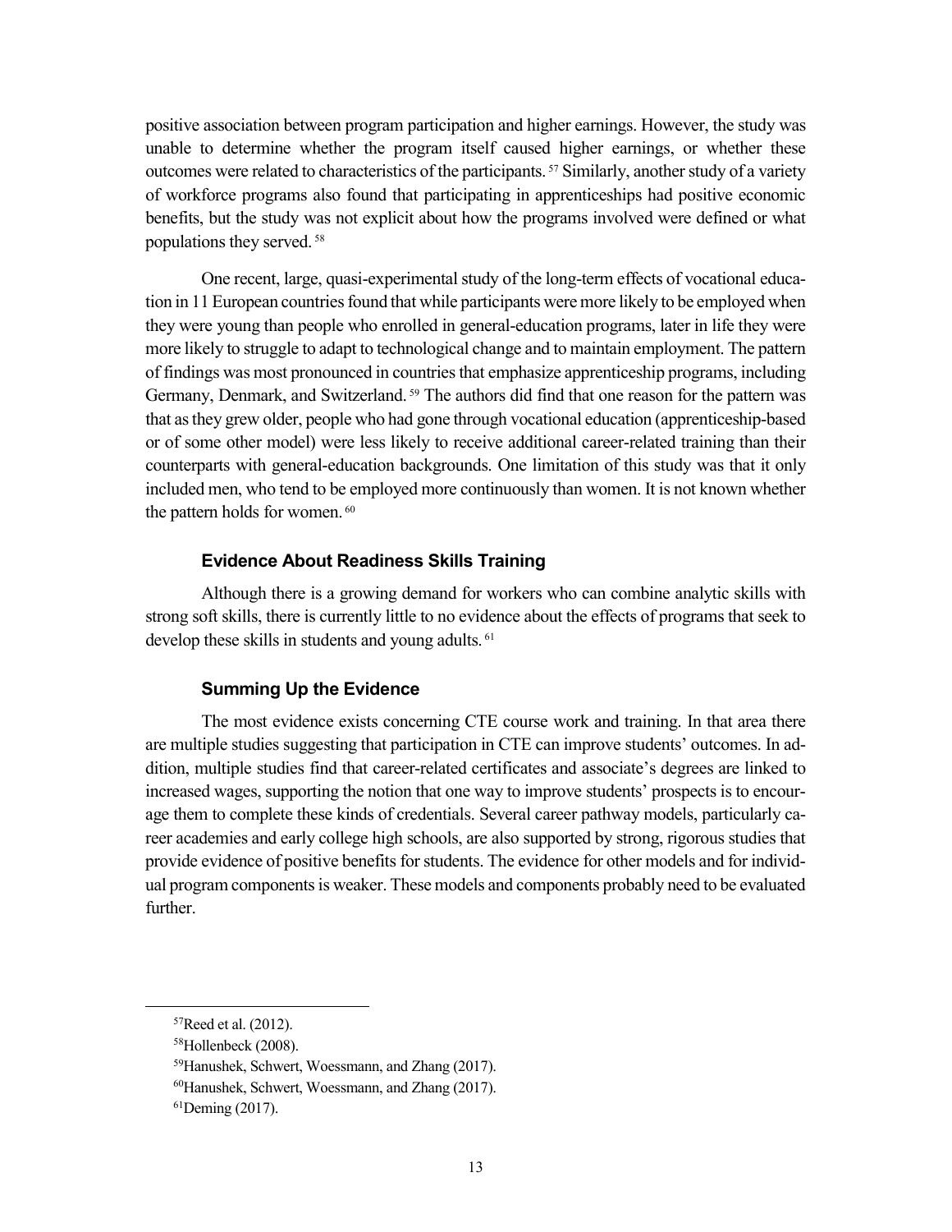positive association between program participation and higher earnings. However, the study was unable to determine whether the program itself caused higher earnings, or whether these outcomes were related to characteristics of the participants.[57] Similarly, another study of a variety of workforce programs also found that participating in apprenticeships had positive economic benefits, but the study was not explicit about how the programs involved were defined or what populations they served.[58]

One recent, large, quasi-experimental study of the long-term effects of vocational education in 11 European countries found that while participants were more likely to be employed when they were young than people who enrolled in general-education programs, later in life they were more likely to struggle to adapt to technological change and to maintain employment. The pattern of findings was most pronounced in countries that emphasize apprenticeship programs, including Germany, Denmark, and Switzerland.[59] The authors did find that one reason for the pattern was that as they grew older, people who had gone through vocational education (apprenticeship-based or of some other model) were less likely to receive additional career-related training than their counterparts with general-education backgrounds. One limitation of this study was that it only included men, who tend to be employed more continuously than women. It is not known whether the pattern holds for women.[60]

### Evidence About Readiness Skills Training

Although there is a growing demand for workers who can combine analytic skills with strong soft skills, there is currently little to no evidence about the effects of programs that seek to develop these skills in students and young adults.[61]

### Summing Up the Evidence

The most evidence exists concerning CTE course work and training. In that area there are multiple studies suggesting that participation in CTE can improve students' outcomes. In addition, multiple studies find that career-related certificates and associate's degrees are linked to increased wages, supporting the notion that one way to improve students' prospects is to encourage them to complete these kinds of credentials. Several career pathway models, particularly career academies and early college high schools, are also supported by strong, rigorous studies that provide evidence of positive benefits for students. The evidence for other models and for individual program components is weaker. These models and components probably need to be evaluated further.

---

[57] Reed et al. (2012).

[58] Hollenbeck (2008).

[59] Hanushek, Schwert, Woessmann, and Zhang (2017).

[60] Hanushek, Schwert, Woessmann, and Zhang (2017).

[61] Deming (2017).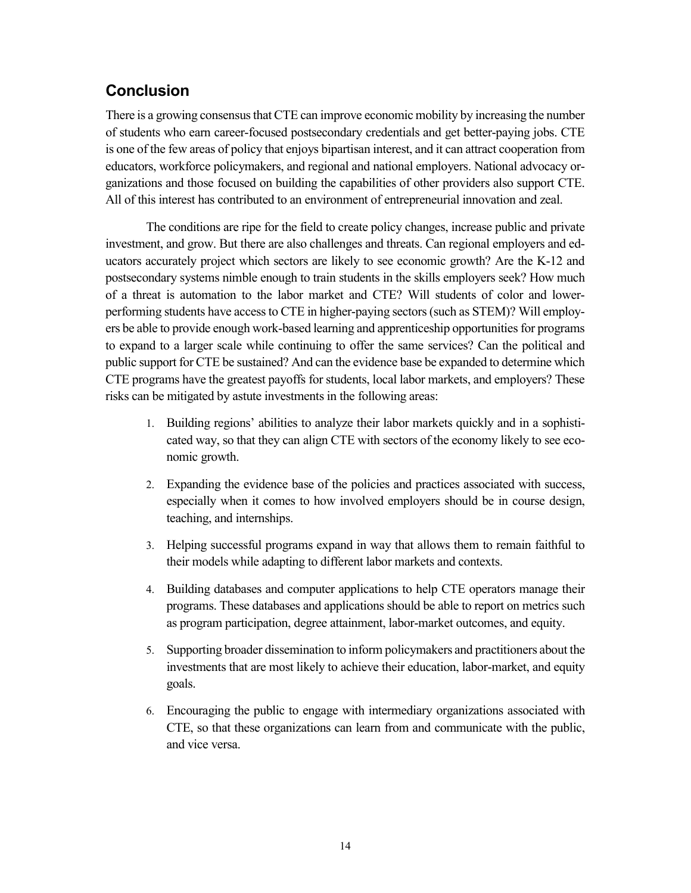## Conclusion

There is a growing consensus that CTE can improve economic mobility by increasing the number of students who earn career-focused postsecondary credentials and get better-paying jobs. CTE is one of the few areas of policy that enjoys bipartisan interest, and it can attract cooperation from educators, workforce policymakers, and regional and national employers. National advocacy organizations and those focused on building the capabilities of other providers also support CTE. All of this interest has contributed to an environment of entrepreneurial innovation and zeal.

The conditions are ripe for the field to create policy changes, increase public and private investment, and grow. But there are also challenges and threats. Can regional employers and educators accurately project which sectors are likely to see economic growth? Are the K-12 and postsecondary systems nimble enough to train students in the skills employers seek? How much of a threat is automation to the labor market and CTE? Will students of color and lower-performing students have access to CTE in higher-paying sectors (such as STEM)? Will employers be able to provide enough work-based learning and apprenticeship opportunities for programs to expand to a larger scale while continuing to offer the same services? Can the political and public support for CTE be sustained? And can the evidence base be expanded to determine which CTE programs have the greatest payoffs for students, local labor markets, and employers? These risks can be mitigated by astute investments in the following areas:

1. Building regions' abilities to analyze their labor markets quickly and in a sophisticated way, so that they can align CTE with sectors of the economy likely to see economic growth.

2. Expanding the evidence base of the policies and practices associated with success, especially when it comes to how involved employers should be in course design, teaching, and internships.

3. Helping successful programs expand in way that allows them to remain faithful to their models while adapting to different labor markets and contexts.

4. Building databases and computer applications to help CTE operators manage their programs. These databases and applications should be able to report on metrics such as program participation, degree attainment, labor-market outcomes, and equity.

5. Supporting broader dissemination to inform policymakers and practitioners about the investments that are most likely to achieve their education, labor-market, and equity goals.

6. Encouraging the public to engage with intermediary organizations associated with CTE, so that these organizations can learn from and communicate with the public, and vice versa.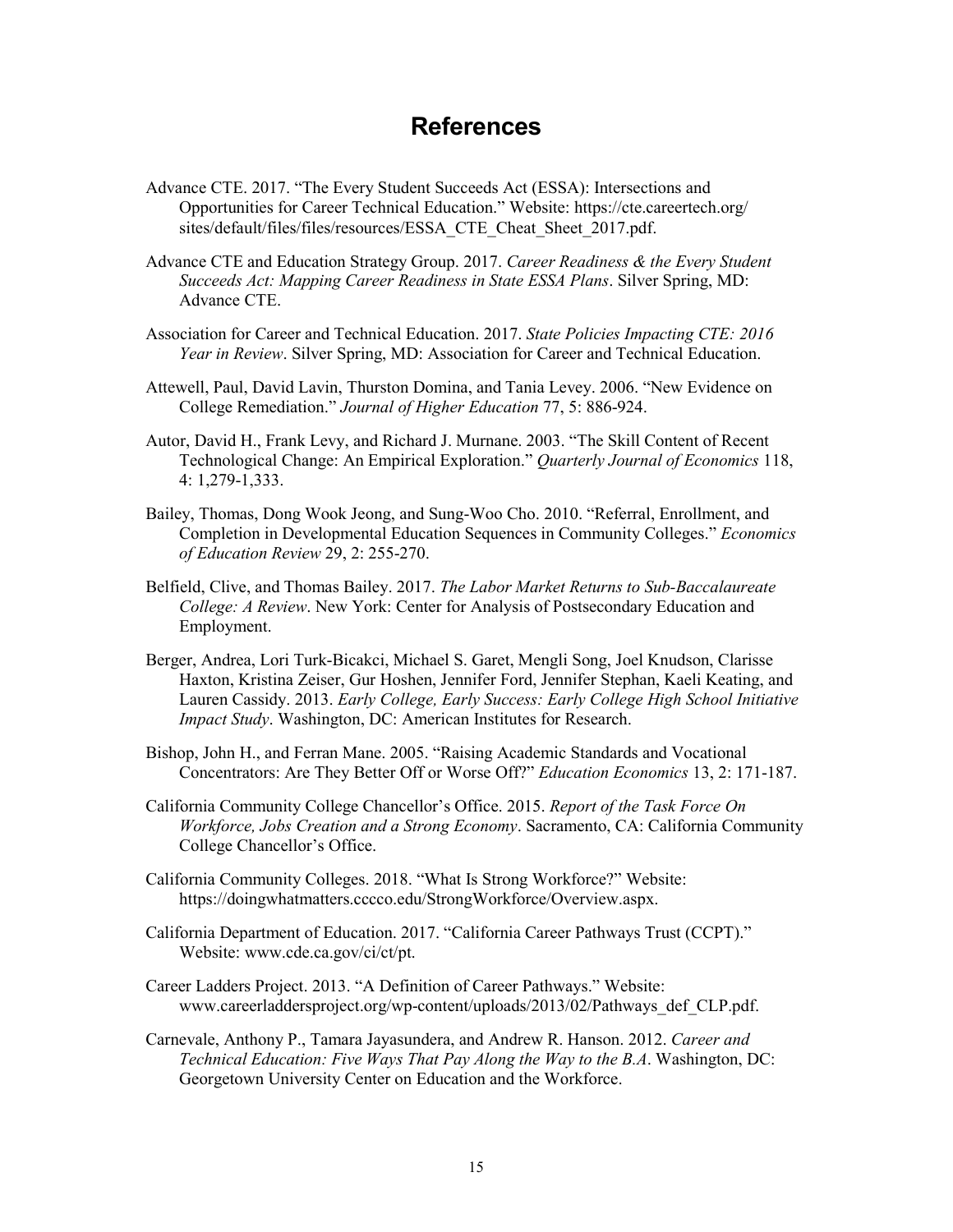# References

Advance CTE. 2017. "The Every Student Succeeds Act (ESSA): Intersections and Opportunities for Career Technical Education." Website: https://cte.careertech.org/sites/default/files/files/resources/ESSA_CTE_Cheat_Sheet_2017.pdf.

Advance CTE and Education Strategy Group. 2017. *Career Readiness & the Every Student Succeeds Act: Mapping Career Readiness in State ESSA Plans*. Silver Spring, MD: Advance CTE.

Association for Career and Technical Education. 2017. *State Policies Impacting CTE: 2016 Year in Review*. Silver Spring, MD: Association for Career and Technical Education.

Attewell, Paul, David Lavin, Thurston Domina, and Tania Levey. 2006. "New Evidence on College Remediation." *Journal of Higher Education* 77, 5: 886-924.

Autor, David H., Frank Levy, and Richard J. Murnane. 2003. "The Skill Content of Recent Technological Change: An Empirical Exploration." *Quarterly Journal of Economics* 118, 4: 1,279-1,333.

Bailey, Thomas, Dong Wook Jeong, and Sung-Woo Cho. 2010. "Referral, Enrollment, and Completion in Developmental Education Sequences in Community Colleges." *Economics of Education Review* 29, 2: 255-270.

Belfield, Clive, and Thomas Bailey. 2017. *The Labor Market Returns to Sub-Baccalaureate College: A Review*. New York: Center for Analysis of Postsecondary Education and Employment.

Berger, Andrea, Lori Turk-Bicakci, Michael S. Garet, Mengli Song, Joel Knudson, Clarisse Haxton, Kristina Zeiser, Gur Hoshen, Jennifer Ford, Jennifer Stephan, Kaeli Keating, and Lauren Cassidy. 2013. *Early College, Early Success: Early College High School Initiative Impact Study*. Washington, DC: American Institutes for Research.

Bishop, John H., and Ferran Mane. 2005. "Raising Academic Standards and Vocational Concentrators: Are They Better Off or Worse Off?" *Education Economics* 13, 2: 171-187.

California Community College Chancellor's Office. 2015. *Report of the Task Force On Workforce, Jobs Creation and a Strong Economy*. Sacramento, CA: California Community College Chancellor's Office.

California Community Colleges. 2018. "What Is Strong Workforce?" Website: https://doingwhatmatters.cccco.edu/StrongWorkforce/Overview.aspx.

California Department of Education. 2017. "California Career Pathways Trust (CCPT)." Website: www.cde.ca.gov/ci/ct/pt.

Career Ladders Project. 2013. "A Definition of Career Pathways." Website: www.careerladdersproject.org/wp-content/uploads/2013/02/Pathways_def_CLP.pdf.

Carnevale, Anthony P., Tamara Jayasundera, and Andrew R. Hanson. 2012. *Career and Technical Education: Five Ways That Pay Along the Way to the B.A*. Washington, DC: Georgetown University Center on Education and the Workforce.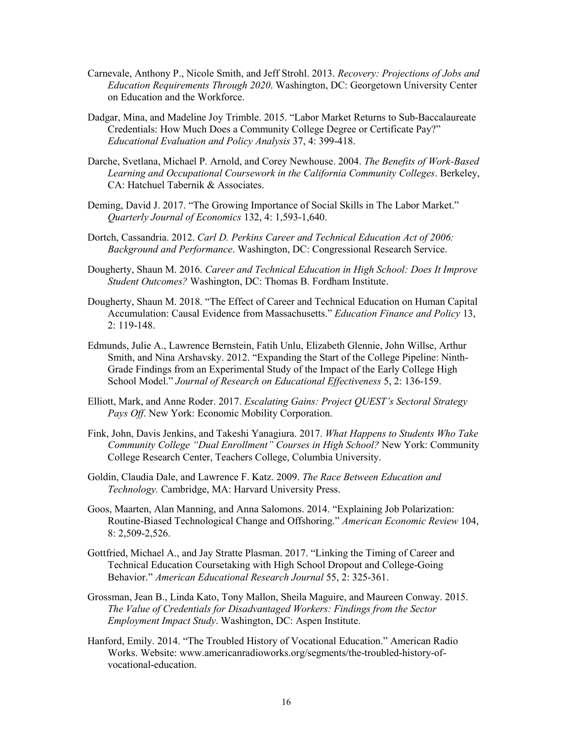Carnevale, Anthony P., Nicole Smith, and Jeff Strohl. 2013. *Recovery: Projections of Jobs and Education Requirements Through 2020*. Washington, DC: Georgetown University Center on Education and the Workforce.

Dadgar, Mina, and Madeline Joy Trimble. 2015. "Labor Market Returns to Sub-Baccalaureate Credentials: How Much Does a Community College Degree or Certificate Pay?" *Educational Evaluation and Policy Analysis* 37, 4: 399-418.

Darche, Svetlana, Michael P. Arnold, and Corey Newhouse. 2004. *The Benefits of Work-Based Learning and Occupational Coursework in the California Community Colleges*. Berkeley, CA: Hatchuel Tabernik & Associates.

Deming, David J. 2017. "The Growing Importance of Social Skills in The Labor Market." *Quarterly Journal of Economics* 132, 4: 1,593-1,640.

Dortch, Cassandria. 2012. *Carl D. Perkins Career and Technical Education Act of 2006: Background and Performance*. Washington, DC: Congressional Research Service.

Dougherty, Shaun M. 2016. *Career and Technical Education in High School: Does It Improve Student Outcomes?* Washington, DC: Thomas B. Fordham Institute.

Dougherty, Shaun M. 2018. "The Effect of Career and Technical Education on Human Capital Accumulation: Causal Evidence from Massachusetts." *Education Finance and Policy* 13, 2: 119-148.

Edmunds, Julie A., Lawrence Bernstein, Fatih Unlu, Elizabeth Glennie, John Willse, Arthur Smith, and Nina Arshavsky. 2012. "Expanding the Start of the College Pipeline: Ninth-Grade Findings from an Experimental Study of the Impact of the Early College High School Model." *Journal of Research on Educational Effectiveness* 5, 2: 136-159.

Elliott, Mark, and Anne Roder. 2017. *Escalating Gains: Project QUEST's Sectoral Strategy Pays Off*. New York: Economic Mobility Corporation.

Fink, John, Davis Jenkins, and Takeshi Yanagiura. 2017. *What Happens to Students Who Take Community College "Dual Enrollment" Courses in High School?* New York: Community College Research Center, Teachers College, Columbia University.

Goldin, Claudia Dale, and Lawrence F. Katz. 2009. *The Race Between Education and Technology.* Cambridge, MA: Harvard University Press.

Goos, Maarten, Alan Manning, and Anna Salomons. 2014. "Explaining Job Polarization: Routine-Biased Technological Change and Offshoring." *American Economic Review* 104, 8: 2,509-2,526.

Gottfried, Michael A., and Jay Stratte Plasman. 2017. "Linking the Timing of Career and Technical Education Coursetaking with High School Dropout and College-Going Behavior." *American Educational Research Journal* 55, 2: 325-361.

Grossman, Jean B., Linda Kato, Tony Mallon, Sheila Maguire, and Maureen Conway. 2015. *The Value of Credentials for Disadvantaged Workers: Findings from the Sector Employment Impact Study*. Washington, DC: Aspen Institute.

Hanford, Emily. 2014. "The Troubled History of Vocational Education." American Radio Works. Website: www.americanradioworks.org/segments/the-troubled-history-of-vocational-education.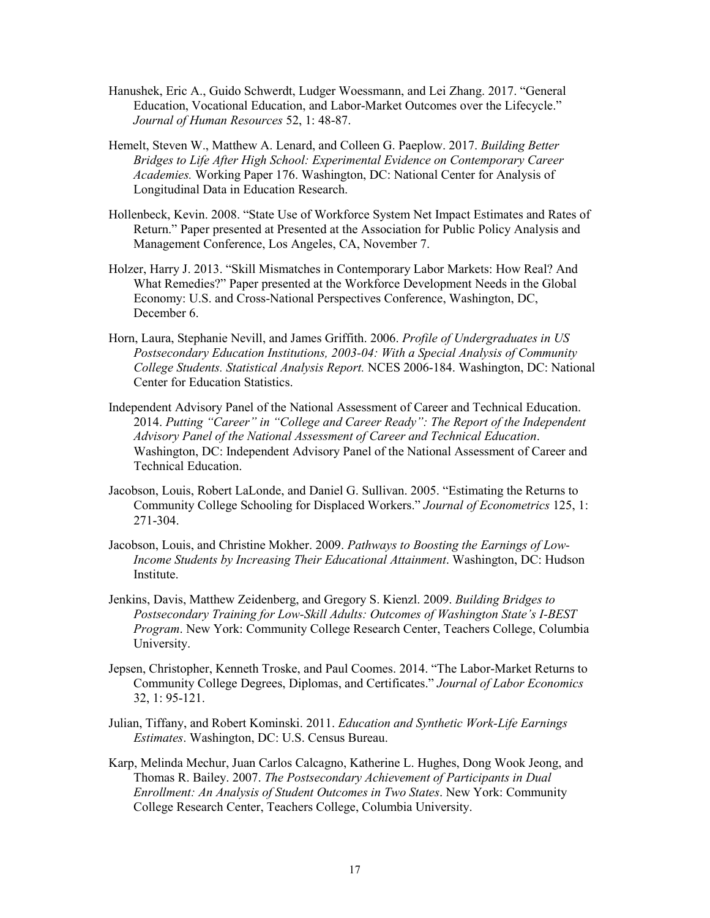Hanushek, Eric A., Guido Schwerdt, Ludger Woessmann, and Lei Zhang. 2017. "General Education, Vocational Education, and Labor-Market Outcomes over the Lifecycle." *Journal of Human Resources* 52, 1: 48-87.

Hemelt, Steven W., Matthew A. Lenard, and Colleen G. Paeplow. 2017. *Building Better Bridges to Life After High School: Experimental Evidence on Contemporary Career Academies.* Working Paper 176. Washington, DC: National Center for Analysis of Longitudinal Data in Education Research.

Hollenbeck, Kevin. 2008. "State Use of Workforce System Net Impact Estimates and Rates of Return." Paper presented at Presented at the Association for Public Policy Analysis and Management Conference, Los Angeles, CA, November 7.

Holzer, Harry J. 2013. "Skill Mismatches in Contemporary Labor Markets: How Real? And What Remedies?" Paper presented at the Workforce Development Needs in the Global Economy: U.S. and Cross-National Perspectives Conference, Washington, DC, December 6.

Horn, Laura, Stephanie Nevill, and James Griffith. 2006. *Profile of Undergraduates in US Postsecondary Education Institutions, 2003-04: With a Special Analysis of Community College Students. Statistical Analysis Report.* NCES 2006-184. Washington, DC: National Center for Education Statistics.

Independent Advisory Panel of the National Assessment of Career and Technical Education. 2014. *Putting "Career" in "College and Career Ready": The Report of the Independent Advisory Panel of the National Assessment of Career and Technical Education*. Washington, DC: Independent Advisory Panel of the National Assessment of Career and Technical Education.

Jacobson, Louis, Robert LaLonde, and Daniel G. Sullivan. 2005. "Estimating the Returns to Community College Schooling for Displaced Workers." *Journal of Econometrics* 125, 1: 271-304.

Jacobson, Louis, and Christine Mokher. 2009. *Pathways to Boosting the Earnings of Low-Income Students by Increasing Their Educational Attainment*. Washington, DC: Hudson Institute.

Jenkins, Davis, Matthew Zeidenberg, and Gregory S. Kienzl. 2009. *Building Bridges to Postsecondary Training for Low-Skill Adults: Outcomes of Washington State's I-BEST Program*. New York: Community College Research Center, Teachers College, Columbia University.

Jepsen, Christopher, Kenneth Troske, and Paul Coomes. 2014. "The Labor-Market Returns to Community College Degrees, Diplomas, and Certificates." *Journal of Labor Economics* 32, 1: 95-121.

Julian, Tiffany, and Robert Kominski. 2011. *Education and Synthetic Work-Life Earnings Estimates*. Washington, DC: U.S. Census Bureau.

Karp, Melinda Mechur, Juan Carlos Calcagno, Katherine L. Hughes, Dong Wook Jeong, and Thomas R. Bailey. 2007. *The Postsecondary Achievement of Participants in Dual Enrollment: An Analysis of Student Outcomes in Two States*. New York: Community College Research Center, Teachers College, Columbia University.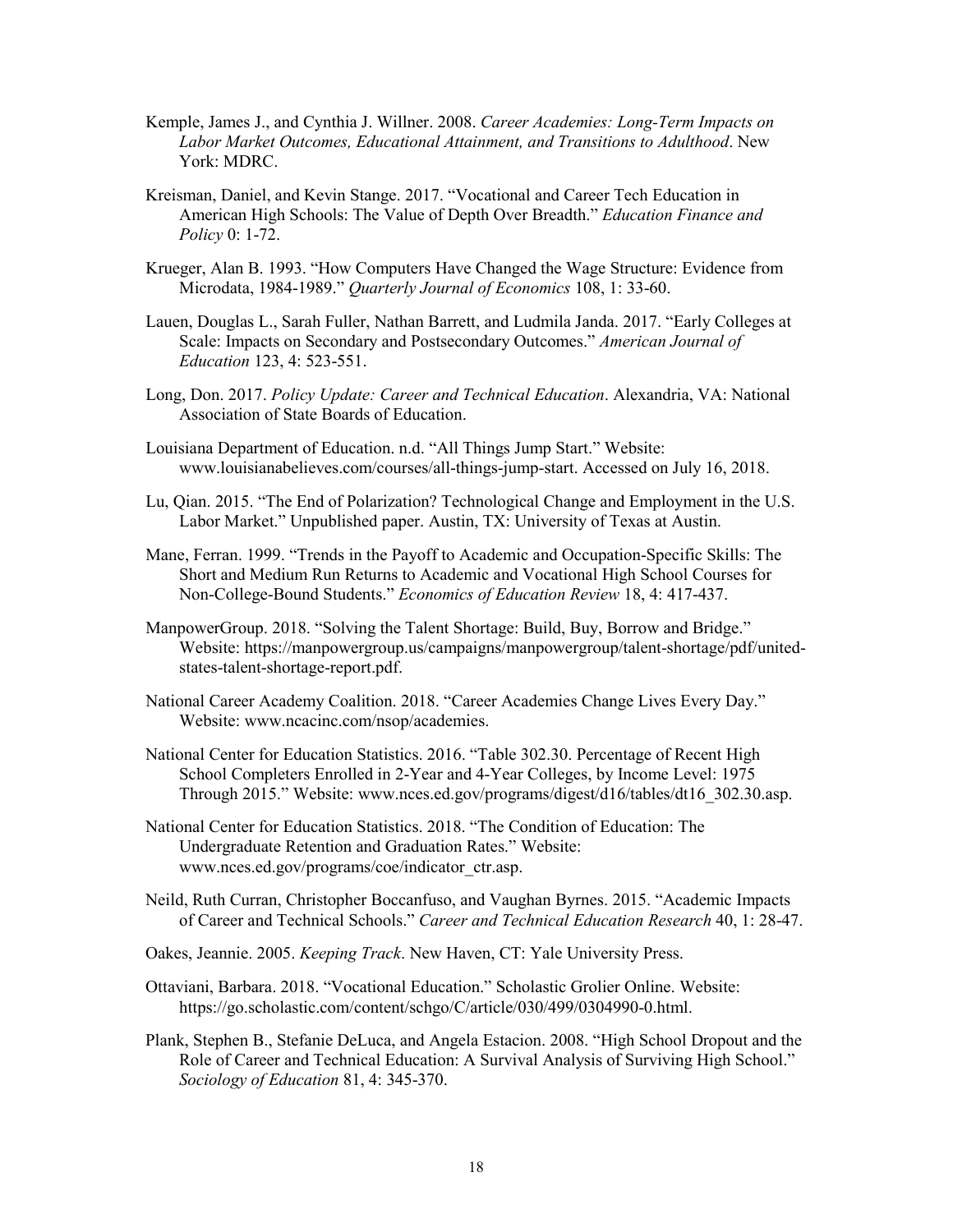Kemple, James J., and Cynthia J. Willner. 2008. *Career Academies: Long-Term Impacts on Labor Market Outcomes, Educational Attainment, and Transitions to Adulthood*. New York: MDRC.

Kreisman, Daniel, and Kevin Stange. 2017. "Vocational and Career Tech Education in American High Schools: The Value of Depth Over Breadth." *Education Finance and Policy* 0: 1-72.

Krueger, Alan B. 1993. "How Computers Have Changed the Wage Structure: Evidence from Microdata, 1984-1989." *Quarterly Journal of Economics* 108, 1: 33-60.

Lauen, Douglas L., Sarah Fuller, Nathan Barrett, and Ludmila Janda. 2017. "Early Colleges at Scale: Impacts on Secondary and Postsecondary Outcomes." *American Journal of Education* 123, 4: 523-551.

Long, Don. 2017. *Policy Update: Career and Technical Education*. Alexandria, VA: National Association of State Boards of Education.

Louisiana Department of Education. n.d. "All Things Jump Start." Website: www.louisianabelieves.com/courses/all-things-jump-start. Accessed on July 16, 2018.

Lu, Qian. 2015. "The End of Polarization? Technological Change and Employment in the U.S. Labor Market." Unpublished paper. Austin, TX: University of Texas at Austin.

Mane, Ferran. 1999. "Trends in the Payoff to Academic and Occupation-Specific Skills: The Short and Medium Run Returns to Academic and Vocational High School Courses for Non-College-Bound Students." *Economics of Education Review* 18, 4: 417-437.

ManpowerGroup. 2018. "Solving the Talent Shortage: Build, Buy, Borrow and Bridge." Website: https://manpowergroup.us/campaigns/manpowergroup/talent-shortage/pdf/united-states-talent-shortage-report.pdf.

National Career Academy Coalition. 2018. "Career Academies Change Lives Every Day." Website: www.ncacinc.com/nsop/academies.

National Center for Education Statistics. 2016. "Table 302.30. Percentage of Recent High School Completers Enrolled in 2-Year and 4-Year Colleges, by Income Level: 1975 Through 2015." Website: www.nces.ed.gov/programs/digest/d16/tables/dt16_302.30.asp.

National Center for Education Statistics. 2018. "The Condition of Education: The Undergraduate Retention and Graduation Rates." Website: www.nces.ed.gov/programs/coe/indicator_ctr.asp.

Neild, Ruth Curran, Christopher Boccanfuso, and Vaughan Byrnes. 2015. "Academic Impacts of Career and Technical Schools." *Career and Technical Education Research* 40, 1: 28-47.

Oakes, Jeannie. 2005. *Keeping Track*. New Haven, CT: Yale University Press.

Ottaviani, Barbara. 2018. "Vocational Education." Scholastic Grolier Online. Website: https://go.scholastic.com/content/schgo/C/article/030/499/0304990-0.html.

Plank, Stephen B., Stefanie DeLuca, and Angela Estacion. 2008. "High School Dropout and the Role of Career and Technical Education: A Survival Analysis of Surviving High School." *Sociology of Education* 81, 4: 345-370.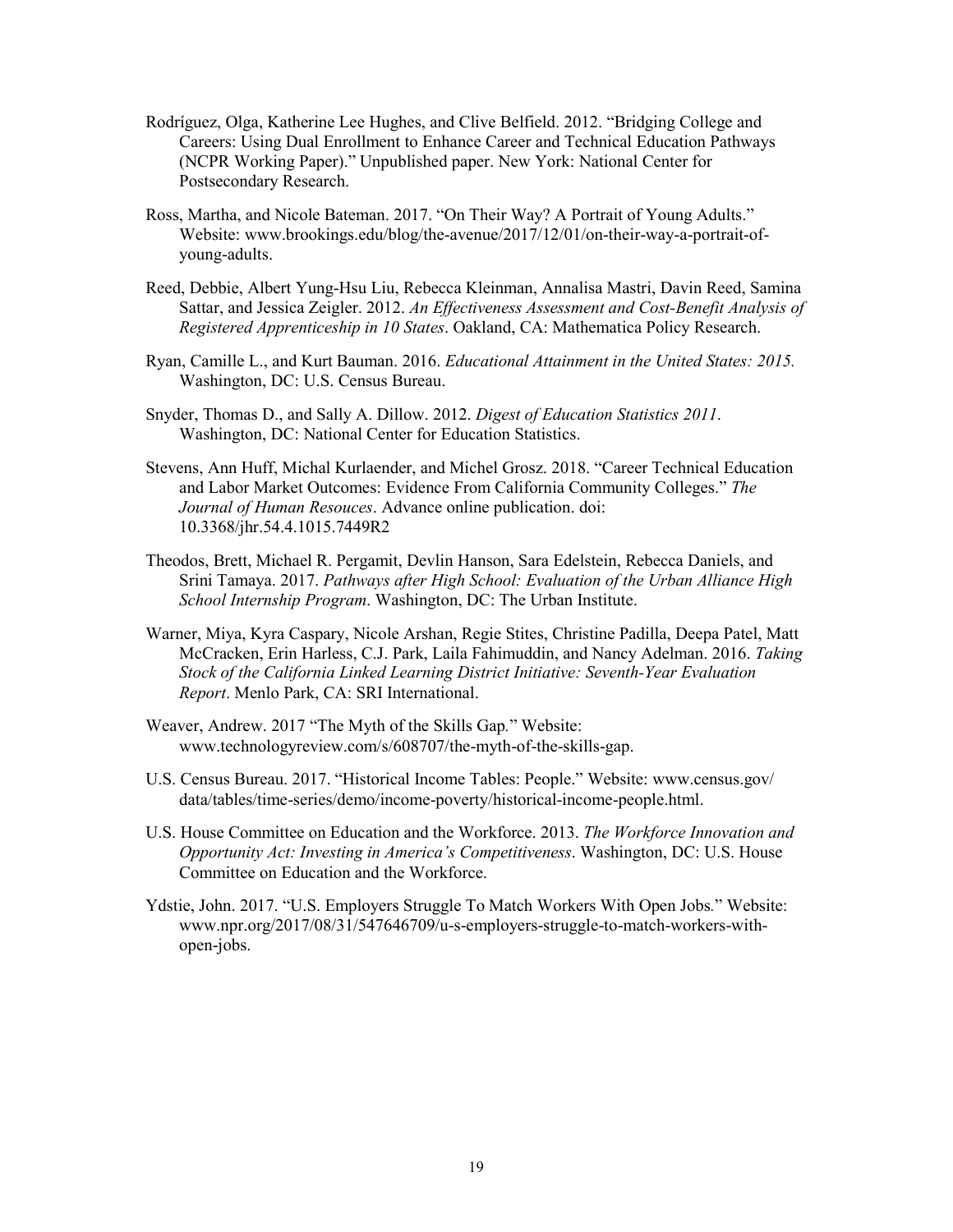Rodríguez, Olga, Katherine Lee Hughes, and Clive Belfield. 2012. "Bridging College and Careers: Using Dual Enrollment to Enhance Career and Technical Education Pathways (NCPR Working Paper)." Unpublished paper. New York: National Center for Postsecondary Research.

Ross, Martha, and Nicole Bateman. 2017. "On Their Way? A Portrait of Young Adults." Website: www.brookings.edu/blog/the-avenue/2017/12/01/on-their-way-a-portrait-of-young-adults.

Reed, Debbie, Albert Yung-Hsu Liu, Rebecca Kleinman, Annalisa Mastri, Davin Reed, Samina Sattar, and Jessica Zeigler. 2012. *An Effectiveness Assessment and Cost-Benefit Analysis of Registered Apprenticeship in 10 States*. Oakland, CA: Mathematica Policy Research.

Ryan, Camille L., and Kurt Bauman. 2016. *Educational Attainment in the United States: 2015.* Washington, DC: U.S. Census Bureau.

Snyder, Thomas D., and Sally A. Dillow. 2012. *Digest of Education Statistics 2011*. Washington, DC: National Center for Education Statistics.

Stevens, Ann Huff, Michal Kurlaender, and Michel Grosz. 2018. "Career Technical Education and Labor Market Outcomes: Evidence From California Community Colleges." *The Journal of Human Resouces*. Advance online publication. doi: 10.3368/jhr.54.4.1015.7449R2

Theodos, Brett, Michael R. Pergamit, Devlin Hanson, Sara Edelstein, Rebecca Daniels, and Srini Tamaya. 2017. *Pathways after High School: Evaluation of the Urban Alliance High School Internship Program*. Washington, DC: The Urban Institute.

Warner, Miya, Kyra Caspary, Nicole Arshan, Regie Stites, Christine Padilla, Deepa Patel, Matt McCracken, Erin Harless, C.J. Park, Laila Fahimuddin, and Nancy Adelman. 2016. *Taking Stock of the California Linked Learning District Initiative: Seventh-Year Evaluation Report*. Menlo Park, CA: SRI International.

Weaver, Andrew. 2017 "The Myth of the Skills Gap." Website: www.technologyreview.com/s/608707/the-myth-of-the-skills-gap.

U.S. Census Bureau. 2017. "Historical Income Tables: People." Website: www.census.gov/data/tables/time-series/demo/income-poverty/historical-income-people.html.

U.S. House Committee on Education and the Workforce. 2013. *The Workforce Innovation and Opportunity Act: Investing in America's Competitiveness*. Washington, DC: U.S. House Committee on Education and the Workforce.

Ydstie, John. 2017. "U.S. Employers Struggle To Match Workers With Open Jobs." Website: www.npr.org/2017/08/31/547646709/u-s-employers-struggle-to-match-workers-with-open-jobs.